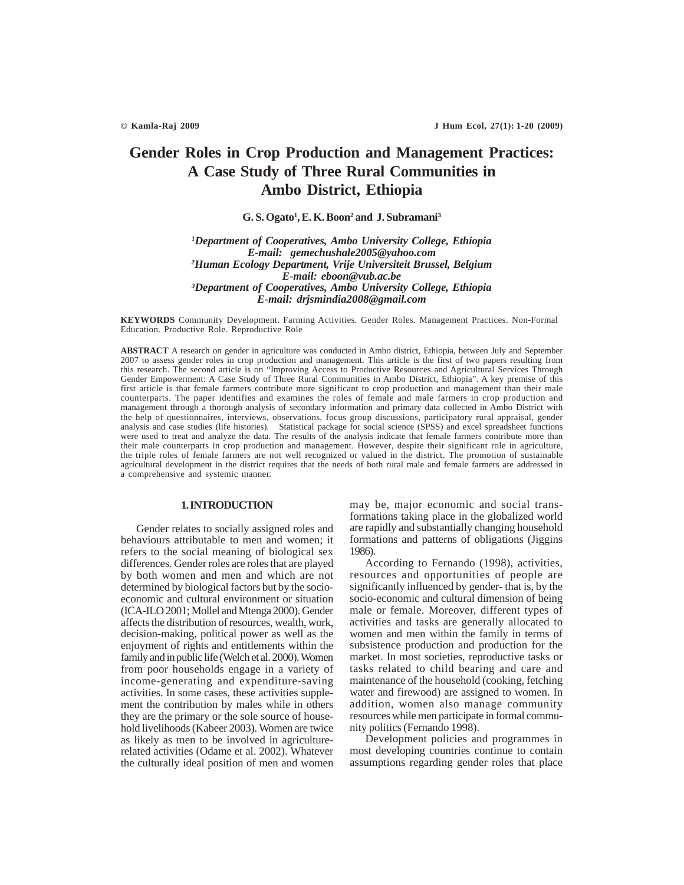# Gender Roles in Crop Production and Management Practices: A Case Study of Three Rural Communities in Ambo District, Ethiopia

**G. S. Ogato[1], E. K. Boon[2] and J. Subramani[3]**

*[1]Department of Cooperatives, Ambo University College, Ethiopia*
*E-mail: gemechushale2005@yahoo.com*
*[2]Human Ecology Department, Vrije Universiteit Brussel, Belgium*
*E-mail: eboon@vub.ac.be*
*[3]Department of Cooperatives, Ambo University College, Ethiopia*
*E-mail: drjsmindia2008@gmail.com*

**KEYWORDS** Community Development. Farming Activities. Gender Roles. Management Practices. Non-Formal Education. Productive Role. Reproductive Role

**ABSTRACT** A research on gender in agriculture was conducted in Ambo district, Ethiopia, between July and September 2007 to assess gender roles in crop production and management. This article is the first of two papers resulting from this research. The second article is on "Improving Access to Productive Resources and Agricultural Services Through Gender Empowerment: A Case Study of Three Rural Communities in Ambo District, Ethiopia". A key premise of this first article is that female farmers contribute more significant to crop production and management than their male counterparts. The paper identifies and examines the roles of female and male farmers in crop production and management through a thorough analysis of secondary information and primary data collected in Ambo District with the help of questionnaires, interviews, observations, focus group discussions, participatory rural appraisal, gender analysis and case studies (life histories). Statistical package for social science (SPSS) and excel spreadsheet functions were used to treat and analyze the data. The results of the analysis indicate that female farmers contribute more than their male counterparts in crop production and management. However, despite their significant role in agriculture, the triple roles of female farmers are not well recognized or valued in the district. The promotion of sustainable agricultural development in the district requires that the needs of both rural male and female farmers are addressed in a comprehensive and systemic manner.

## 1. INTRODUCTION

Gender relates to socially assigned roles and behaviours attributable to men and women; it refers to the social meaning of biological sex differences. Gender roles are roles that are played by both women and men and which are not determined by biological factors but by the socio-economic and cultural environment or situation (ICA-ILO 2001; Mollel and Mtenga 2000). Gender affects the distribution of resources, wealth, work, decision-making, political power as well as the enjoyment of rights and entitlements within the family and in public life (Welch et al. 2000). Women from poor households engage in a variety of income-generating and expenditure-saving activities. In some cases, these activities supplement the contribution by males while in others they are the primary or the sole source of household livelihoods (Kabeer 2003). Women are twice as likely as men to be involved in agriculture-related activities (Odame et al. 2002). Whatever the culturally ideal position of men and women may be, major economic and social transformations taking place in the globalized world are rapidly and substantially changing household formations and patterns of obligations (Jiggins 1986).

According to Fernando (1998), activities, resources and opportunities of people are significantly influenced by gender- that is, by the socio-economic and cultural dimension of being male or female. Moreover, different types of activities and tasks are generally allocated to women and men within the family in terms of subsistence production and production for the market. In most societies, reproductive tasks or tasks related to child bearing and care and maintenance of the household (cooking, fetching water and firewood) are assigned to women. In addition, women also manage community resources while men participate in formal community politics (Fernando 1998).

Development policies and programmes in most developing countries continue to contain assumptions regarding gender roles that place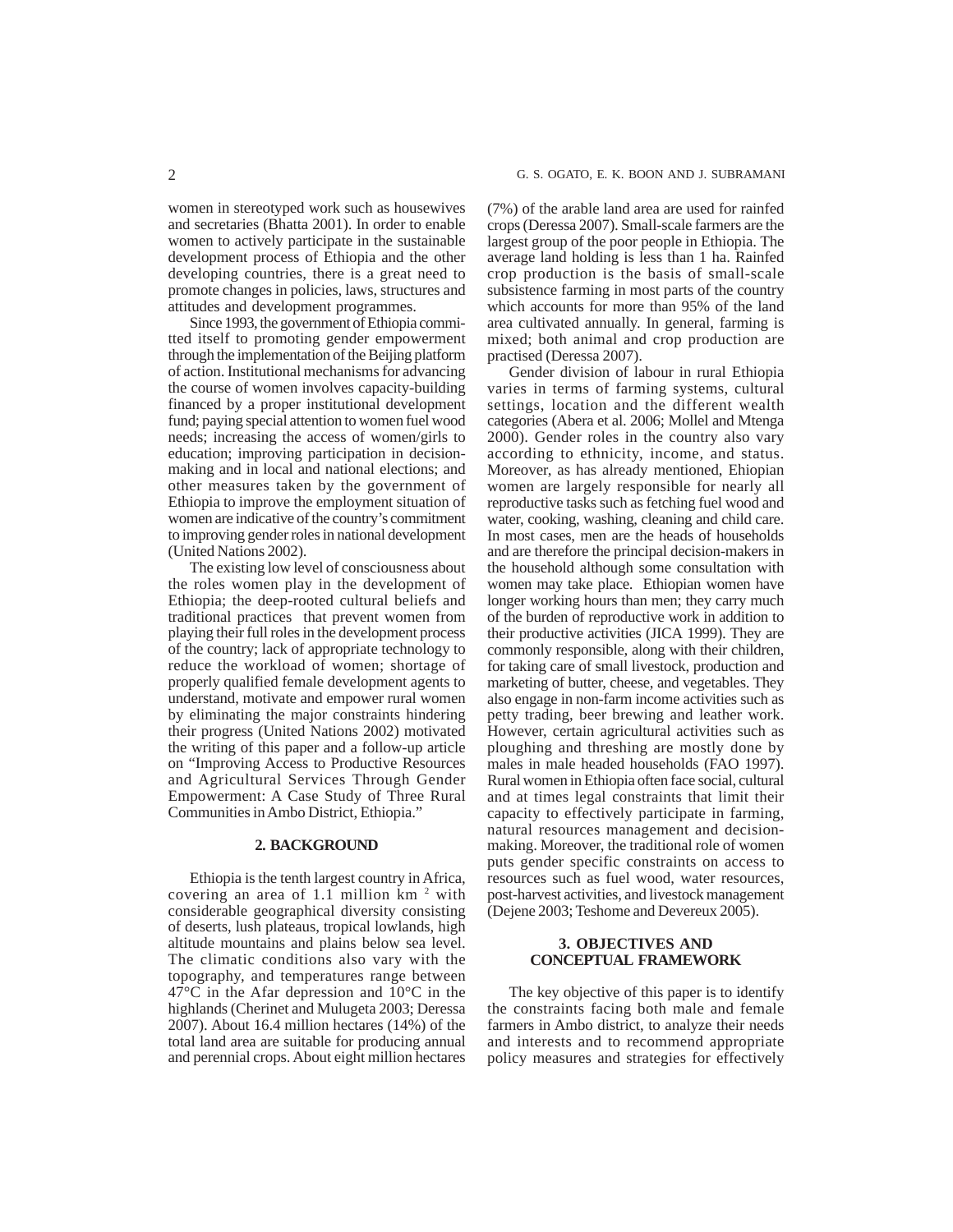women in stereotyped work such as housewives and secretaries (Bhatta 2001). In order to enable women to actively participate in the sustainable development process of Ethiopia and the other developing countries, there is a great need to promote changes in policies, laws, structures and attitudes and development programmes.

Since 1993, the government of Ethiopia committed itself to promoting gender empowerment through the implementation of the Beijing platform of action. Institutional mechanisms for advancing the course of women involves capacity-building financed by a proper institutional development fund; paying special attention to women fuel wood needs; increasing the access of women/girls to education; improving participation in decision-making and in local and national elections; and other measures taken by the government of Ethiopia to improve the employment situation of women are indicative of the country's commitment to improving gender roles in national development (United Nations 2002).

The existing low level of consciousness about the roles women play in the development of Ethiopia; the deep-rooted cultural beliefs and traditional practices that prevent women from playing their full roles in the development process of the country; lack of appropriate technology to reduce the workload of women; shortage of properly qualified female development agents to understand, motivate and empower rural women by eliminating the major constraints hindering their progress (United Nations 2002) motivated the writing of this paper and a follow-up article on "Improving Access to Productive Resources and Agricultural Services Through Gender Empowerment: A Case Study of Three Rural Communities in Ambo District, Ethiopia."

## 2. BACKGROUND

Ethiopia is the tenth largest country in Africa, covering an area of 1.1 million km $^{2}$ with considerable geographical diversity consisting of deserts, lush plateaus, tropical lowlands, high altitude mountains and plains below sea level. The climatic conditions also vary with the topography, and temperatures range between 47°C in the Afar depression and 10°C in the highlands (Cherinet and Mulugeta 2003; Deressa 2007). About 16.4 million hectares (14%) of the total land area are suitable for producing annual and perennial crops. About eight million hectares (7%) of the arable land area are used for rainfed crops (Deressa 2007). Small-scale farmers are the largest group of the poor people in Ethiopia. The average land holding is less than 1 ha. Rainfed crop production is the basis of small-scale subsistence farming in most parts of the country which accounts for more than 95% of the land area cultivated annually. In general, farming is mixed; both animal and crop production are practised (Deressa 2007).

Gender division of labour in rural Ethiopia varies in terms of farming systems, cultural settings, location and the different wealth categories (Abera et al. 2006; Mollel and Mtenga 2000). Gender roles in the country also vary according to ethnicity, income, and status. Moreover, as has already mentioned, Ehiopian women are largely responsible for nearly all reproductive tasks such as fetching fuel wood and water, cooking, washing, cleaning and child care. In most cases, men are the heads of households and are therefore the principal decision-makers in the household although some consultation with women may take place. Ethiopian women have longer working hours than men; they carry much of the burden of reproductive work in addition to their productive activities (JICA 1999). They are commonly responsible, along with their children, for taking care of small livestock, production and marketing of butter, cheese, and vegetables. They also engage in non-farm income activities such as petty trading, beer brewing and leather work. However, certain agricultural activities such as ploughing and threshing are mostly done by males in male headed households (FAO 1997). Rural women in Ethiopia often face social, cultural and at times legal constraints that limit their capacity to effectively participate in farming, natural resources management and decision-making. Moreover, the traditional role of women puts gender specific constraints on access to resources such as fuel wood, water resources, post-harvest activities, and livestock management (Dejene 2003; Teshome and Devereux 2005).

## 3. OBJECTIVES AND CONCEPTUAL FRAMEWORK

The key objective of this paper is to identify the constraints facing both male and female farmers in Ambo district, to analyze their needs and interests and to recommend appropriate policy measures and strategies for effectively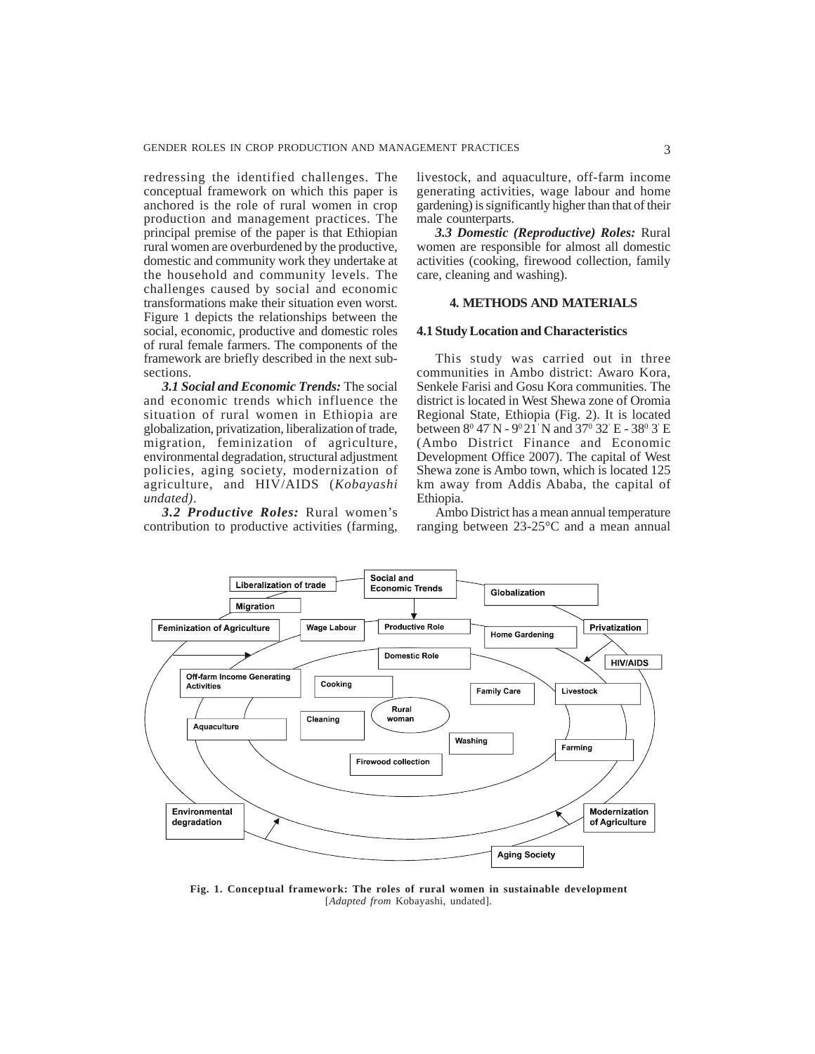redressing the identified challenges. The conceptual framework on which this paper is anchored is the role of rural women in crop production and management practices. The principal premise of the paper is that Ethiopian rural women are overburdened by the productive, domestic and community work they undertake at the household and community levels. The challenges caused by social and economic transformations make their situation even worst. Figure 1 depicts the relationships between the social, economic, productive and domestic roles of rural female farmers. The components of the framework are briefly described in the next sub-sections.

***3.1 Social and Economic Trends:*** The social and economic trends which influence the situation of rural women in Ethiopia are globalization, privatization, liberalization of trade, migration, feminization of agriculture, environmental degradation, structural adjustment policies, aging society, modernization of agriculture, and HIV/AIDS (*Kobayashi undated)*.

***3.2 Productive Roles:*** Rural women's contribution to productive activities (farming, livestock, and aquaculture, off-farm income generating activities, wage labour and home gardening) is significantly higher than that of their male counterparts.

***3.3 Domestic (Reproductive) Roles:*** Rural women are responsible for almost all domestic activities (cooking, firewood collection, family care, cleaning and washing).

## 4. METHODS AND MATERIALS

### 4.1 Study Location and Characteristics

This study was carried out in three communities in Ambo district: Awaro Kora, Senkele Farisi and Gosu Kora communities. The district is located in West Shewa zone of Oromia Regional State, Ethiopia (Fig. 2). It is located between $8^0 47' $N - $9^0 21'$ N and $37^0 32'$ E - $38^0 3'$ E (Ambo District Finance and Economic Development Office 2007). The capital of West Shewa zone is Ambo town, which is located 125 km away from Addis Ababa, the capital of Ethiopia.

Ambo District has a mean annual temperature ranging between 23-25°C and a mean annual

**Fig. 1. Conceptual framework: The roles of rural women in sustainable development** [*Adapted from* Kobayashi, undated].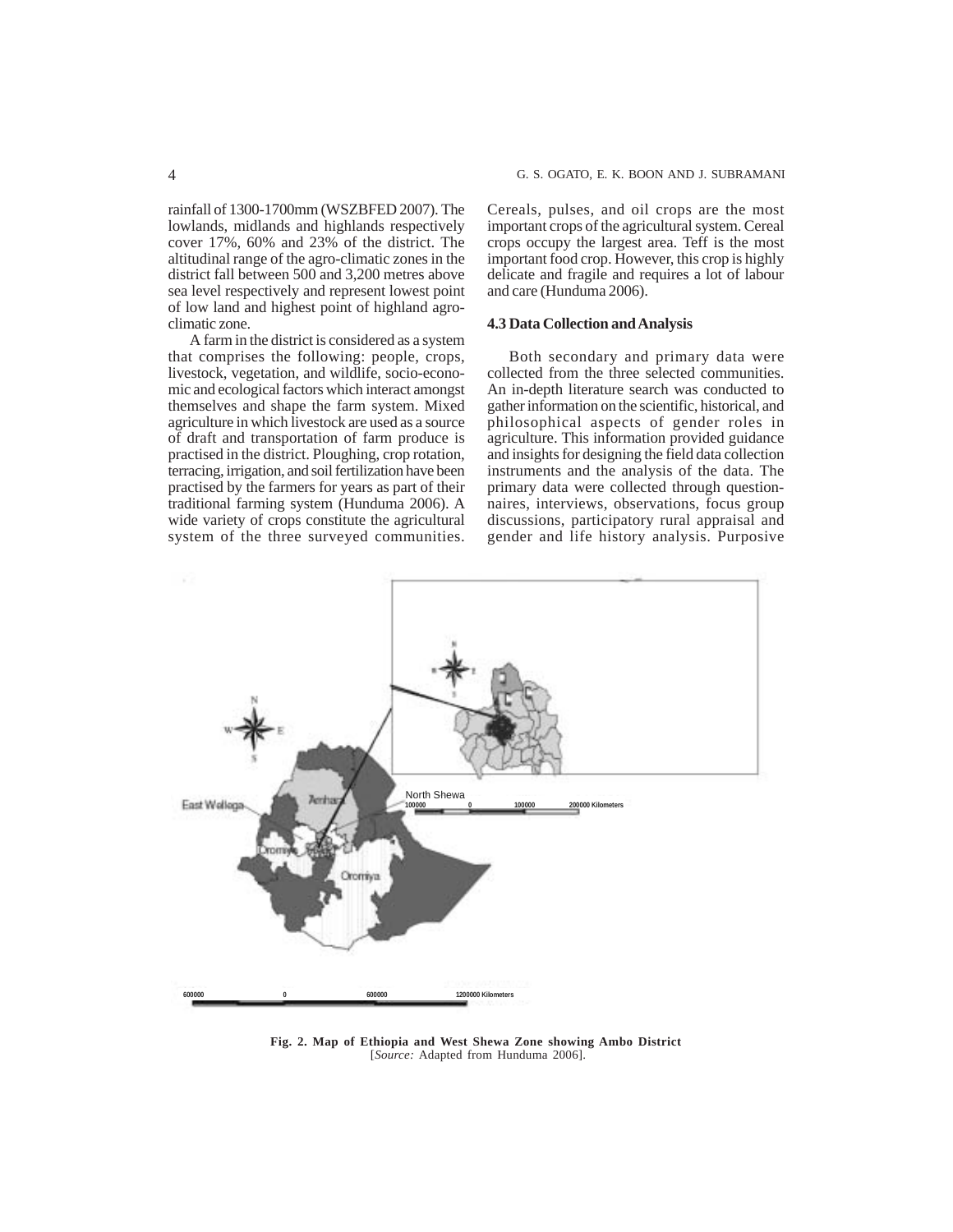rainfall of 1300-1700mm (WSZBFED 2007). The lowlands, midlands and highlands respectively cover 17%, 60% and 23% of the district. The altitudinal range of the agro-climatic zones in the district fall between 500 and 3,200 metres above sea level respectively and represent lowest point of low land and highest point of highland agro-climatic zone.

A farm in the district is considered as a system that comprises the following: people, crops, livestock, vegetation, and wildlife, socio-economic and ecological factors which interact amongst themselves and shape the farm system. Mixed agriculture in which livestock are used as a source of draft and transportation of farm produce is practised in the district. Ploughing, crop rotation, terracing, irrigation, and soil fertilization have been practised by the farmers for years as part of their traditional farming system (Hunduma 2006). A wide variety of crops constitute the agricultural system of the three surveyed communities. Cereals, pulses, and oil crops are the most important crops of the agricultural system. Cereal crops occupy the largest area. Teff is the most important food crop. However, this crop is highly delicate and fragile and requires a lot of labour and care (Hunduma 2006).

### 4.3 Data Collection and Analysis

Both secondary and primary data were collected from the three selected communities. An in-depth literature search was conducted to gather information on the scientific, historical, and philosophical aspects of gender roles in agriculture. This information provided guidance and insights for designing the field data collection instruments and the analysis of the data. The primary data were collected through questionnaires, interviews, observations, focus group discussions, participatory rural appraisal and gender and life history analysis. Purposive

**Fig. 2. Map of Ethiopia and West Shewa Zone showing Ambo District**
[*Source:* Adapted from Hunduma 2006].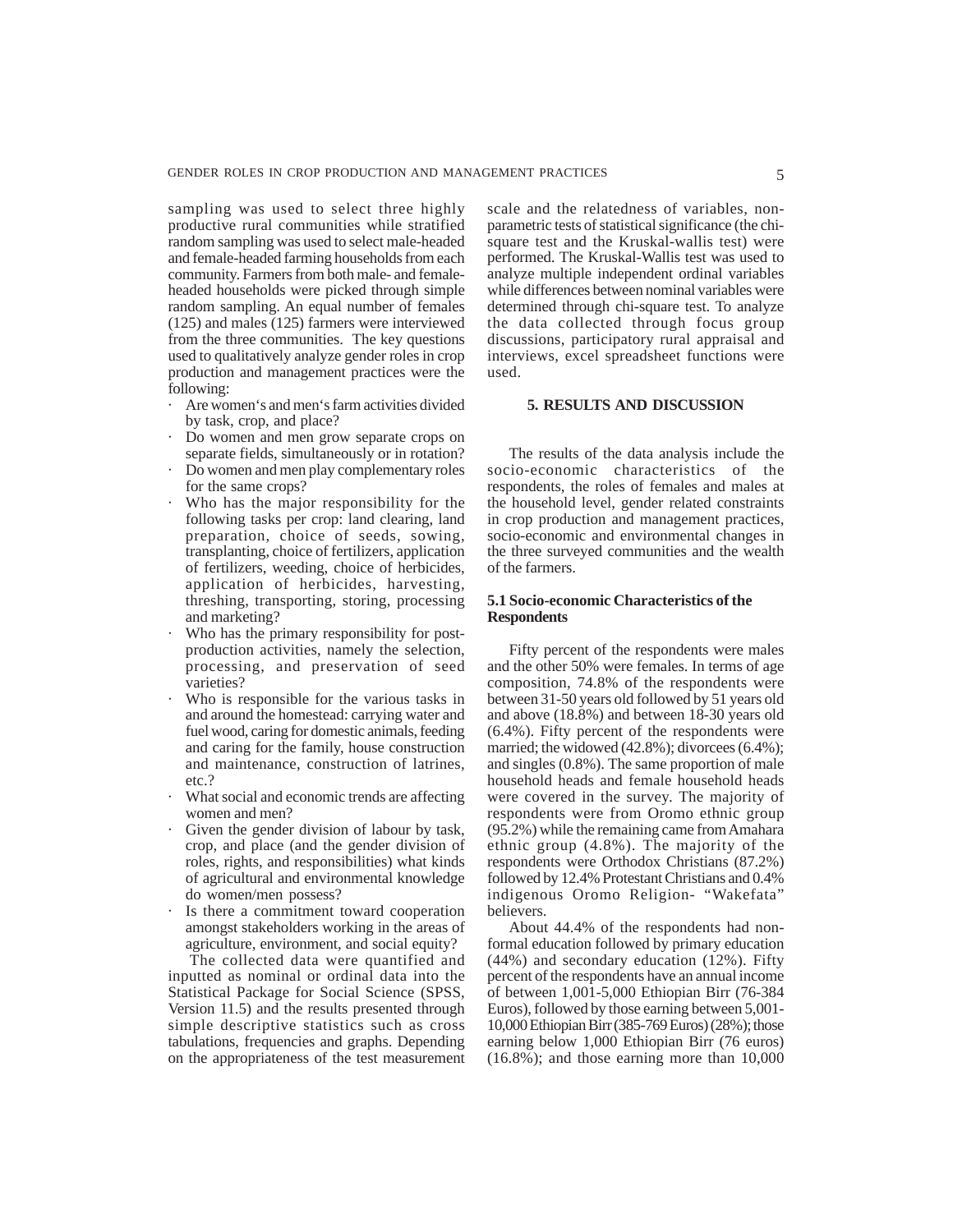sampling was used to select three highly productive rural communities while stratified random sampling was used to select male-headed and female-headed farming households from each community. Farmers from both male- and female-headed households were picked through simple random sampling. An equal number of females (125) and males (125) farmers were interviewed from the three communities. The key questions used to qualitatively analyze gender roles in crop production and management practices were the following:

- Are women's and men's farm activities divided by task, crop, and place?
- Do women and men grow separate crops on separate fields, simultaneously or in rotation?
- Do women and men play complementary roles for the same crops?
- Who has the major responsibility for the following tasks per crop: land clearing, land preparation, choice of seeds, sowing, transplanting, choice of fertilizers, application of fertilizers, weeding, choice of herbicides, application of herbicides, harvesting, threshing, transporting, storing, processing and marketing?
- Who has the primary responsibility for post-production activities, namely the selection, processing, and preservation of seed varieties?
- Who is responsible for the various tasks in and around the homestead: carrying water and fuel wood, caring for domestic animals, feeding and caring for the family, house construction and maintenance, construction of latrines, etc.?
- What social and economic trends are affecting women and men?
- Given the gender division of labour by task, crop, and place (and the gender division of roles, rights, and responsibilities) what kinds of agricultural and environmental knowledge do women/men possess?
- Is there a commitment toward cooperation amongst stakeholders working in the areas of agriculture, environment, and social equity?

The collected data were quantified and inputted as nominal or ordinal data into the Statistical Package for Social Science (SPSS, Version 11.5) and the results presented through simple descriptive statistics such as cross tabulations, frequencies and graphs. Depending on the appropriateness of the test measurement scale and the relatedness of variables, non-parametric tests of statistical significance (the chi-square test and the Kruskal-wallis test) were performed. The Kruskal-Wallis test was used to analyze multiple independent ordinal variables while differences between nominal variables were determined through chi-square test. To analyze the data collected through focus group discussions, participatory rural appraisal and interviews, excel spreadsheet functions were used.

## 5. RESULTS AND DISCUSSION

The results of the data analysis include the socio-economic characteristics of the respondents, the roles of females and males at the household level, gender related constraints in crop production and management practices, socio-economic and environmental changes in the three surveyed communities and the wealth of the farmers.

### 5.1 Socio-economic Characteristics of the Respondents

Fifty percent of the respondents were males and the other 50% were females. In terms of age composition, 74.8% of the respondents were between 31-50 years old followed by 51 years old and above (18.8%) and between 18-30 years old (6.4%). Fifty percent of the respondents were married; the widowed (42.8%); divorcees (6.4%); and singles (0.8%). The same proportion of male household heads and female household heads were covered in the survey. The majority of respondents were from Oromo ethnic group (95.2%) while the remaining came from Amahara ethnic group (4.8%). The majority of the respondents were Orthodox Christians (87.2%) followed by 12.4% Protestant Christians and 0.4% indigenous Oromo Religion- "Wakefata" believers.

About 44.4% of the respondents had non-formal education followed by primary education (44%) and secondary education (12%). Fifty percent of the respondents have an annual income of between 1,001-5,000 Ethiopian Birr (76-384 Euros), followed by those earning between 5,001-10,000 Ethiopian Birr (385-769 Euros) (28%); those earning below 1,000 Ethiopian Birr (76 euros) (16.8%); and those earning more than 10,000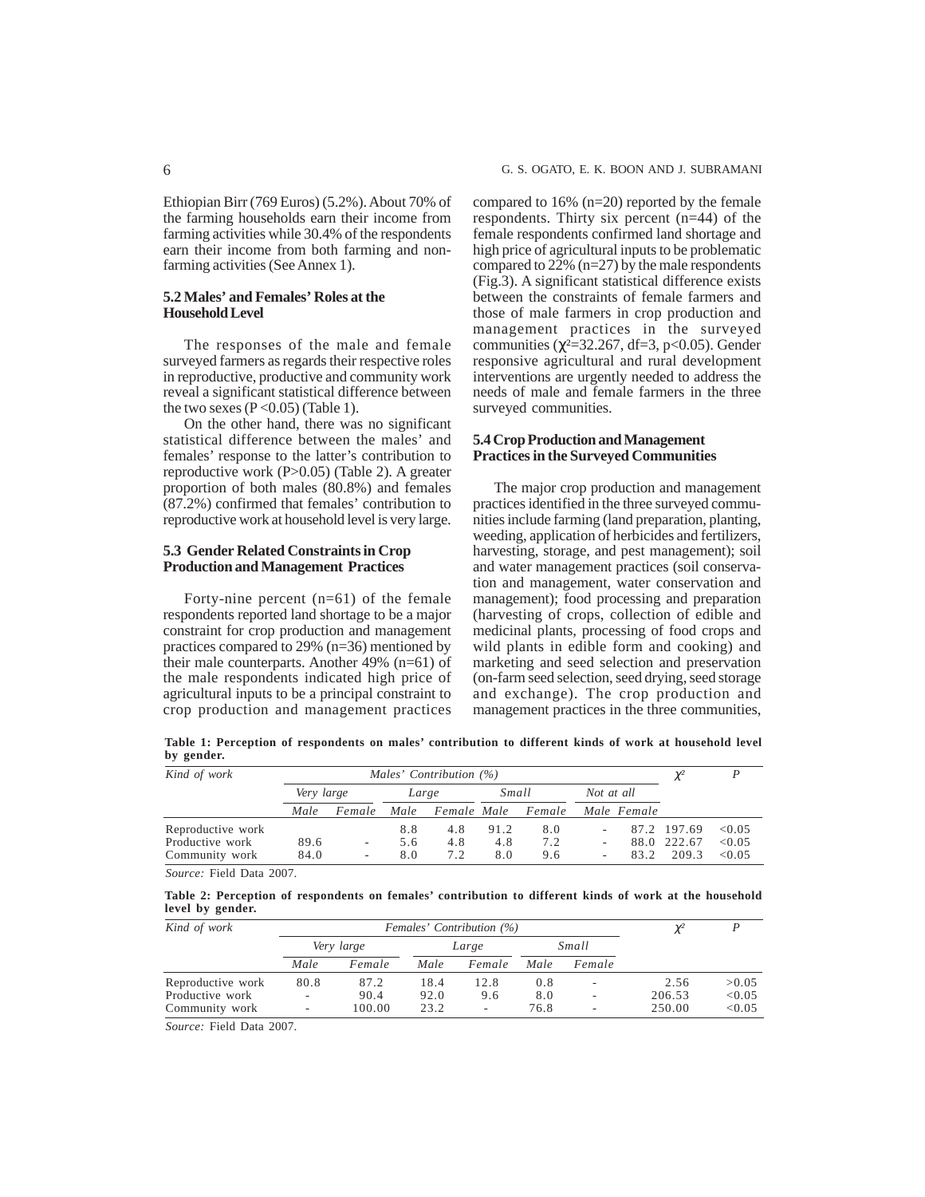Ethiopian Birr (769 Euros) (5.2%). About 70% of the farming households earn their income from farming activities while 30.4% of the respondents earn their income from both farming and non-farming activities (See Annex 1).

### 5.2 Males' and Females' Roles at the Household Level

The responses of the male and female surveyed farmers as regards their respective roles in reproductive, productive and community work reveal a significant statistical difference between the two sexes ($P < 0.05$) (Table 1).

On the other hand, there was no significant statistical difference between the males' and females' response to the latter's contribution to reproductive work ($P > 0.05$) (Table 2). A greater proportion of both males (80.8%) and females (87.2%) confirmed that females' contribution to reproductive work at household level is very large.

### 5.3 Gender Related Constraints in Crop Production and Management Practices

Forty-nine percent (n=61) of the female respondents reported land shortage to be a major constraint for crop production and management practices compared to 29% (n=36) mentioned by their male counterparts. Another 49% (n=61) of the male respondents indicated high price of agricultural inputs to be a principal constraint to crop production and management practices compared to 16% (n=20) reported by the female respondents. Thirty six percent (n=44) of the female respondents confirmed land shortage and high price of agricultural inputs to be problematic compared to 22% (n=27) by the male respondents (Fig.3). A significant statistical difference exists between the constraints of female farmers and those of male farmers in crop production and management practices in the surveyed communities ($\chi^2$=32.267, df=3, $p<0.05$). Gender responsive agricultural and rural development interventions are urgently needed to address the needs of male and female farmers in the three surveyed communities.

### 5.4 Crop Production and Management Practices in the Surveyed Communities

The major crop production and management practices identified in the three surveyed communities include farming (land preparation, planting, weeding, application of herbicides and fertilizers, harvesting, storage, and pest management); soil and water management practices (soil conservation and management, water conservation and management); food processing and preparation (harvesting of crops, collection of edible and medicinal plants, processing of food crops and wild plants in edible form and cooking) and marketing and seed selection and preservation (on-farm seed selection, seed drying, seed storage and exchange). The crop production and management practices in the three communities,

**Table 1: Perception of respondents on males' contribution to different kinds of work at household level by gender.**

| *Kind of work* | *Males' Contribution (%)* | | | | | | | | $\chi^2$ | *P* |
|---|---|---|---|---|---|---|---|---|---|---|
| | *Very large* | | *Large* | | *Small* | | *Not at all* | | | |
| | *Male* | *Female* | *Male* | *Female* | *Male* | *Female* | *Male* | *Female* | | |
| Reproductive work | | | 8.8 | 4.8 | 91.2 | 8.0 | - | 87.2 | 197.69 | <0.05 |
| Productive work | 89.6 | - | 5.6 | 4.8 | 4.8 | 7.2 | - | 88.0 | 222.67 | <0.05 |
| Community work | 84.0 | - | 8.0 | 7.2 | 8.0 | 9.6 | - | 83.2 | 209.3 | <0.05 |

*Source:* Field Data 2007.

**Table 2: Perception of respondents on females' contribution to different kinds of work at the household level by gender.**

| *Kind of work* | *Females' Contribution (%)* | | | | | | $\chi^2$ | *P* |
|---|---|---|---|---|---|---|---|---|
| | *Very large* | | *Large* | | *Small* | | | |
| | *Male* | *Female* | *Male* | *Female* | *Male* | *Female* | | |
| Reproductive work | 80.8 | 87.2 | 18.4 | 12.8 | 0.8 | - | 2.56 | >0.05 |
| Productive work | - | 90.4 | 92.0 | 9.6 | 8.0 | - | 206.53 | <0.05 |
| Community work | - | 100.00 | 23.2 | - | 76.8 | - | 250.00 | <0.05 |

*Source:* Field Data 2007.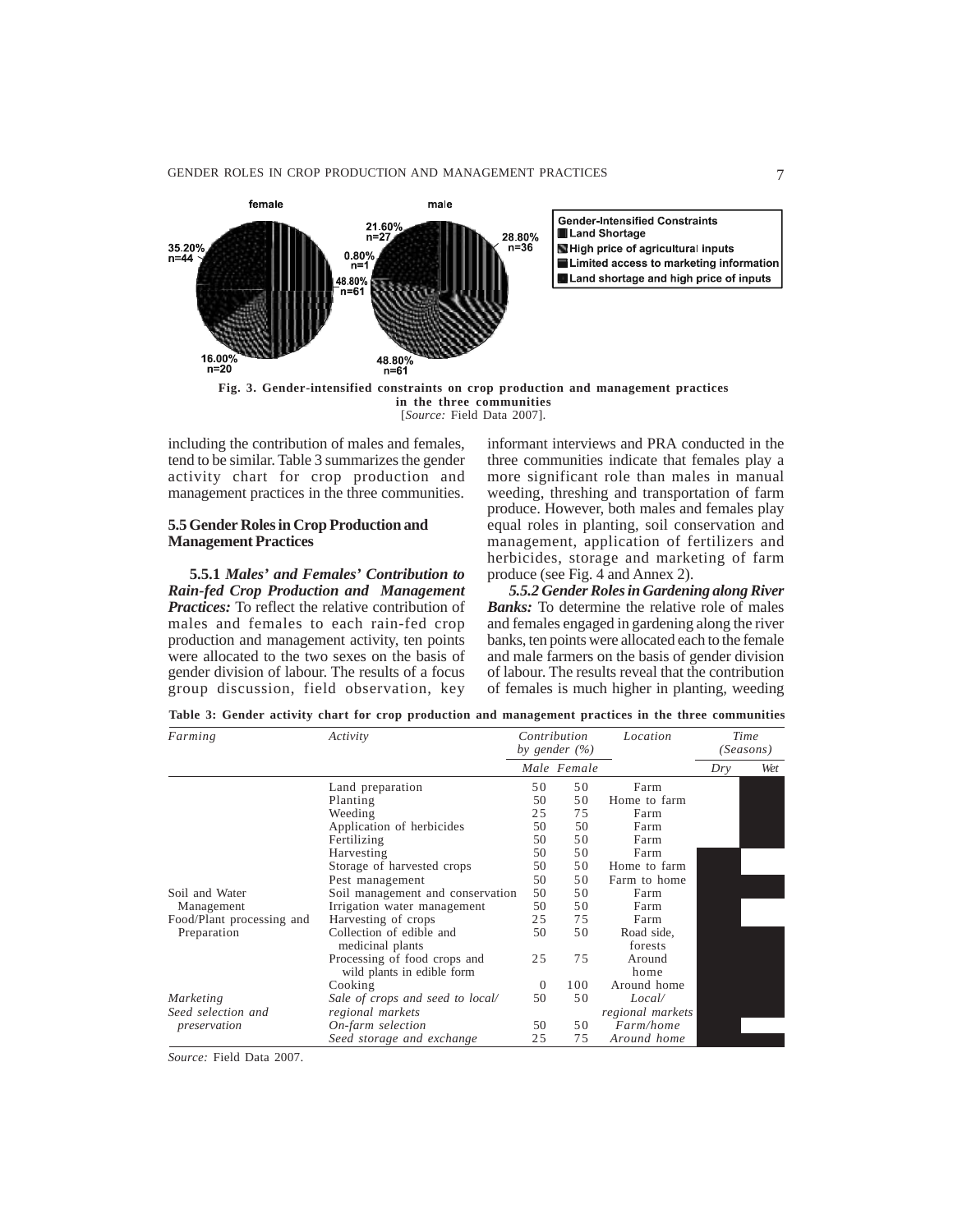female

35.20%
n=44

16.00%
n=20

male

21.60%
n=27

0.80%
n=1

48.80%
n=61

28.80%
n=36

48.80%
n=61

Gender-Intensified Constraints
- Land Shortage
- High price of agricultural inputs
- Limited access to marketing information
- Land shortage and high price of inputs

**Fig. 3. Gender-intensified constraints on crop production and management practices in the three communities**
[*Source:* Field Data 2007].

including the contribution of males and females, tend to be similar. Table 3 summarizes the gender activity chart for crop production and management practices in the three communities.

### 5.5 Gender Roles in Crop Production and Management Practices

**5.5.1** ***Males' and Females' Contribution to Rain-fed Crop Production and Management Practices:*** To reflect the relative contribution of males and females to each rain-fed crop production and management activity, ten points were allocated to the two sexes on the basis of gender division of labour. The results of a focus group discussion, field observation, key informant interviews and PRA conducted in the three communities indicate that females play a more significant role than males in manual weeding, threshing and transportation of farm produce. However, both males and females play equal roles in planting, soil conservation and management, application of fertilizers and herbicides, storage and marketing of farm produce (see Fig. 4 and Annex 2).

***5.5.2 Gender Roles in Gardening along River Banks:*** To determine the relative role of males and females engaged in gardening along the river banks, ten points were allocated each to the female and male farmers on the basis of gender division of labour. The results reveal that the contribution of females is much higher in planting, weeding

**Table 3: Gender activity chart for crop production and management practices in the three communities**

| *Farming* | *Activity* | *Contribution by gender (%)* | | *Location* | *Time (Seasons)* | |
|---|---|---|---|---|---|---|
| | | *Male* | *Female* | | *Dry* | *Wet* |
| | Land preparation | 50 | 50 | Farm | | ■ |
| | Planting | 50 | 50 | Home to farm | | ■ |
| | Weeding | 25 | 75 | Farm | | ■ |
| | Application of herbicides | 50 | 50 | Farm | | ■ |
| | Fertilizing | 50 | 50 | Farm | | ■ |
| | Harvesting | 50 | 50 | Farm | ■ | |
| | Storage of harvested crops | 50 | 50 | Home to farm | ■ | |
| | Pest management | 50 | 50 | Farm to home | ■ | ■ |
| Soil and Water Management | Soil management and conservation | 50 | 50 | Farm | ■ | ■ |
| | Irrigation water management | 50 | 50 | Farm | ■ | |
| Food/Plant processing and Preparation | Harvesting of crops | 25 | 75 | Farm | ■ | ■ |
| | Collection of edible and medicinal plants | 50 | 50 | Road side, forests | ■ | ■ |
| | Processing of food crops and wild plants in edible form | 25 | 75 | Around home | ■ | ■ |
| | Cooking | 0 | 100 | Around home | ■ | ■ |
| *Marketing* | *Sale of crops and seed to local/ regional markets* | 50 | 50 | *Local/ regional markets* | ■ | ■ |
| *Seed selection and preservation* | *On-farm selection* | 50 | 50 | *Farm/home* | ■ | |
| | *Seed storage and exchange* | 25 | 75 | *Around home* | ■ | ■ |

*Source:* Field Data 2007.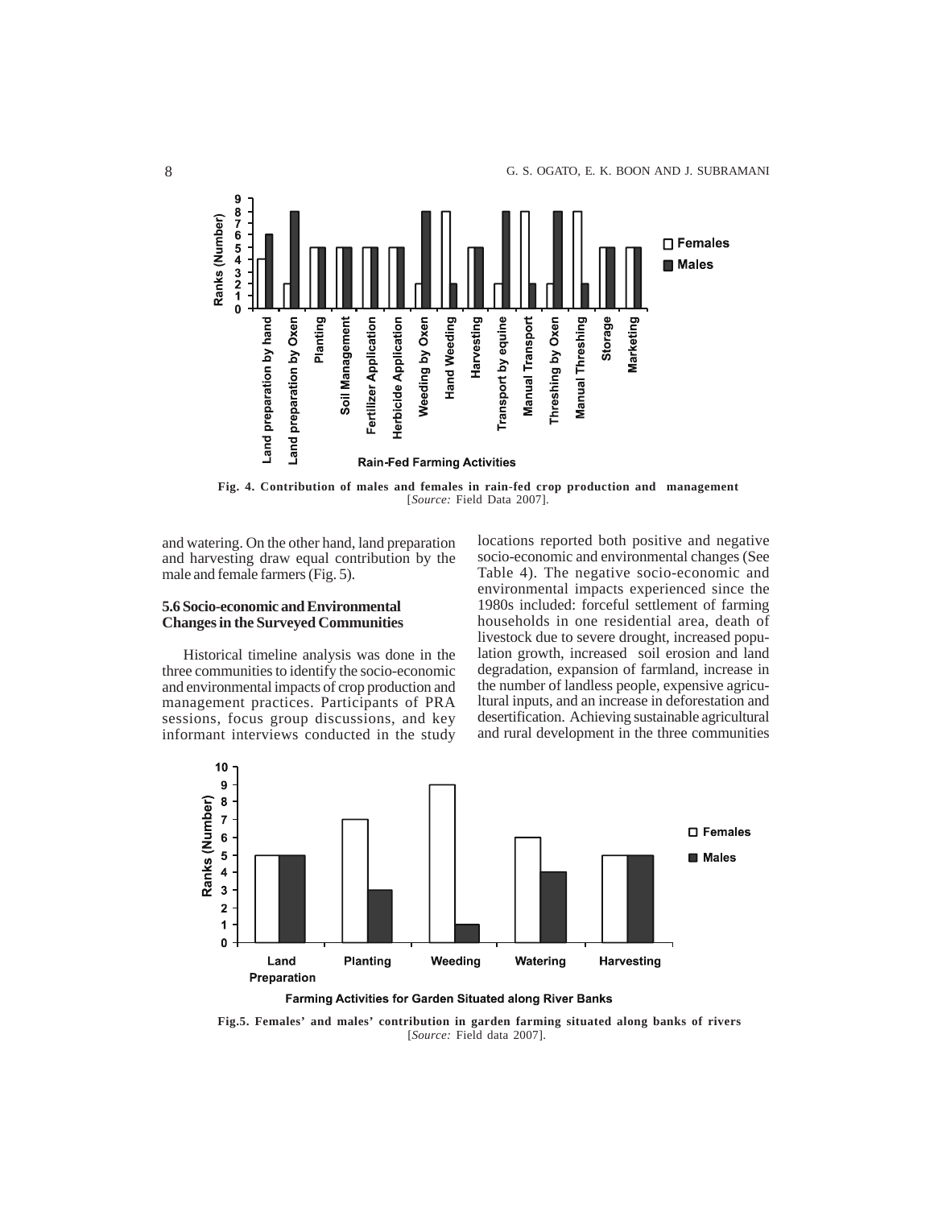Fig. 4. Contribution of males and females in rain-fed crop production and management [*Source:* Field Data 2007].

and watering. On the other hand, land preparation and harvesting draw equal contribution by the male and female farmers (Fig. 5).

### 5.6 Socio-economic and Environmental Changes in the Surveyed Communities

Historical timeline analysis was done in the three communities to identify the socio-economic and environmental impacts of crop production and management practices. Participants of PRA sessions, focus group discussions, and key informant interviews conducted in the study locations reported both positive and negative socio-economic and environmental changes (See Table 4). The negative socio-economic and environmental impacts experienced since the 1980s included: forceful settlement of farming households in one residential area, death of livestock due to severe drought, increased population growth, increased soil erosion and land degradation, expansion of farmland, increase in the number of landless people, expensive agricultural inputs, and an increase in deforestation and desertification. Achieving sustainable agricultural and rural development in the three communities

Fig.5. Females' and males' contribution in garden farming situated along banks of rivers [*Source:* Field data 2007].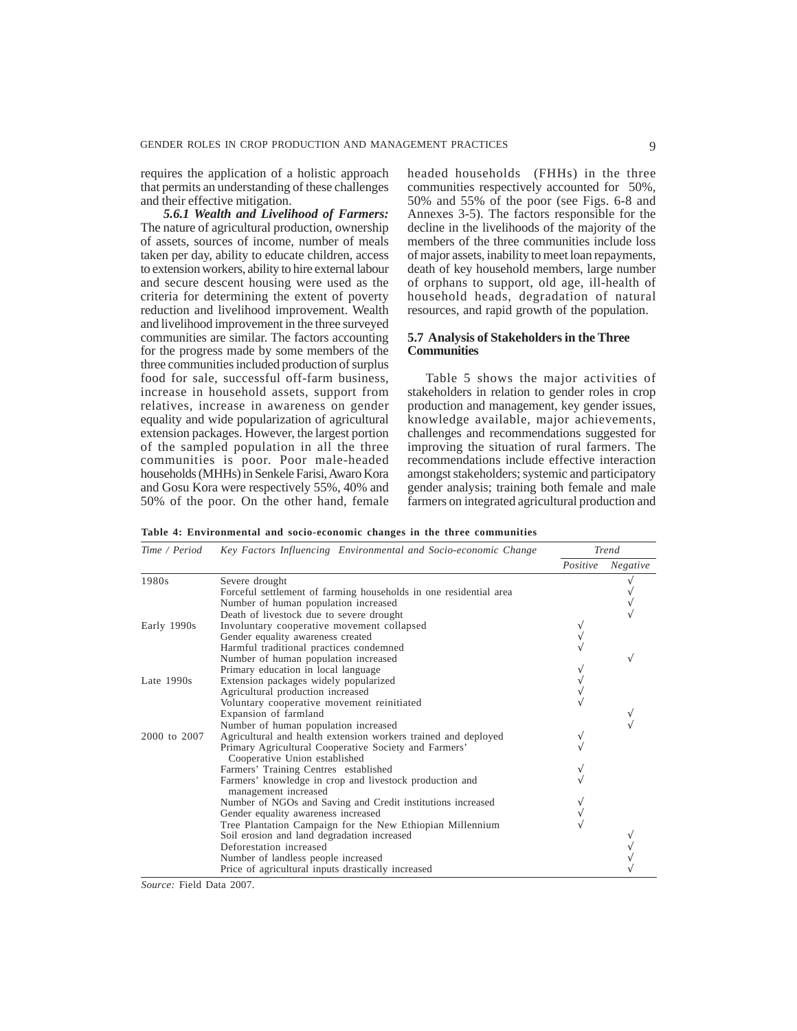requires the application of a holistic approach that permits an understanding of these challenges and their effective mitigation.

***5.6.1 Wealth and Livelihood of Farmers:*** The nature of agricultural production, ownership of assets, sources of income, number of meals taken per day, ability to educate children, access to extension workers, ability to hire external labour and secure descent housing were used as the criteria for determining the extent of poverty reduction and livelihood improvement. Wealth and livelihood improvement in the three surveyed communities are similar. The factors accounting for the progress made by some members of the three communities included production of surplus food for sale, successful off-farm business, increase in household assets, support from relatives, increase in awareness on gender equality and wide popularization of agricultural extension packages. However, the largest portion of the sampled population in all the three communities is poor. Poor male-headed households (MHHs) in Senkele Farisi, Awaro Kora and Gosu Kora were respectively 55%, 40% and 50% of the poor. On the other hand, female headed households (FHHs) in the three communities respectively accounted for 50%, 50% and 55% of the poor (see Figs. 6-8 and Annexes 3-5). The factors responsible for the decline in the livelihoods of the majority of the members of the three communities include loss of major assets, inability to meet loan repayments, death of key household members, large number of orphans to support, old age, ill-health of household heads, degradation of natural resources, and rapid growth of the population.

## 5.7 Analysis of Stakeholders in the Three Communities

Table 5 shows the major activities of stakeholders in relation to gender roles in crop production and management, key gender issues, knowledge available, major achievements, challenges and recommendations suggested for improving the situation of rural farmers. The recommendations include effective interaction amongst stakeholders; systemic and participatory gender analysis; training both female and male farmers on integrated agricultural production and

**Table 4: Environmental and socio-economic changes in the three communities**

| *Time / Period* | *Key Factors Influencing Environmental and Socio-economic Change* | *Trend* | |
|---|---|---|---|
| | | *Positive* | *Negative* |
| 1980s | Severe drought | | √ |
| | Forceful settlement of farming households in one residential area | | √ |
| | Number of human population increased | | √ |
| | Death of livestock due to severe drought | | √ |
| Early 1990s | Involuntary cooperative movement collapsed | √ | |
| | Gender equality awareness created | √ | |
| | Harmful traditional practices condemned | √ | |
| | Number of human population increased | | √ |
| | Primary education in local language | √ | |
| Late 1990s | Extension packages widely popularized | √ | |
| | Agricultural production increased | √ | |
| | Voluntary cooperative movement reinitiated | √ | |
| | Expansion of farmland | | √ |
| | Number of human population increased | | √ |
| 2000 to 2007 | Agricultural and health extension workers trained and deployed | √ | |
| | Primary Agricultural Cooperative Society and Farmers' Cooperative Union established | √ | |
| | Farmers' Training Centres established | √ | |
| | Farmers' knowledge in crop and livestock production and management increased | √ | |
| | Number of NGOs and Saving and Credit institutions increased | √ | |
| | Gender equality awareness increased | √ | |
| | Tree Plantation Campaign for the New Ethiopian Millennium | √ | |
| | Soil erosion and land degradation increased | | √ |
| | Deforestation increased | | √ |
| | Number of landless people increased | | √ |
| | Price of agricultural inputs drastically increased | | √ |

*Source:* Field Data 2007.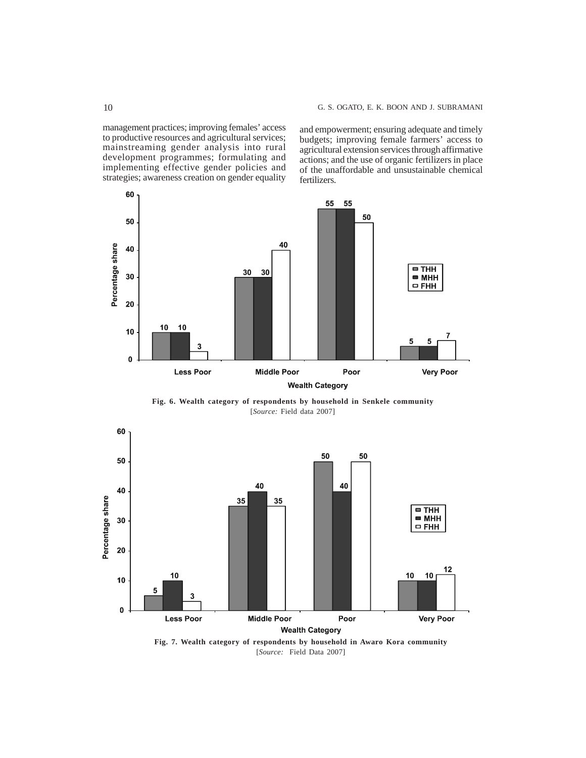management practices; improving females' access to productive resources and agricultural services; mainstreaming gender analysis into rural development programmes; formulating and implementing effective gender policies and strategies; awareness creation on gender equality and empowerment; ensuring adequate and timely budgets; improving female farmers' access to agricultural extension services through affirmative actions; and the use of organic fertilizers in place of the unaffordable and unsustainable chemical fertilizers.

| Wealth Category | THH | MHH | FHH |
|---|---|---|---|
| Less Poor | 10 | 10 | 3 |
| Middle Poor | 30 | 30 | 40 |
| Poor | 55 | 55 | 50 |
| Very Poor | 5 | 5 | 7 |

**Fig. 6. Wealth category of respondents by household in Senkele community**
[*Source:* Field data 2007]

| Wealth Category | THH | MHH | FHH |
|---|---|---|---|
| Less Poor | 5 | 10 | 3 |
| Middle Poor | 35 | 40 | 35 |
| Poor | 50 | 40 | 50 |
| Very Poor | 10 | 10 | 12 |

**Fig. 7. Wealth category of respondents by household in Awaro Kora community**
[*Source:* Field Data 2007]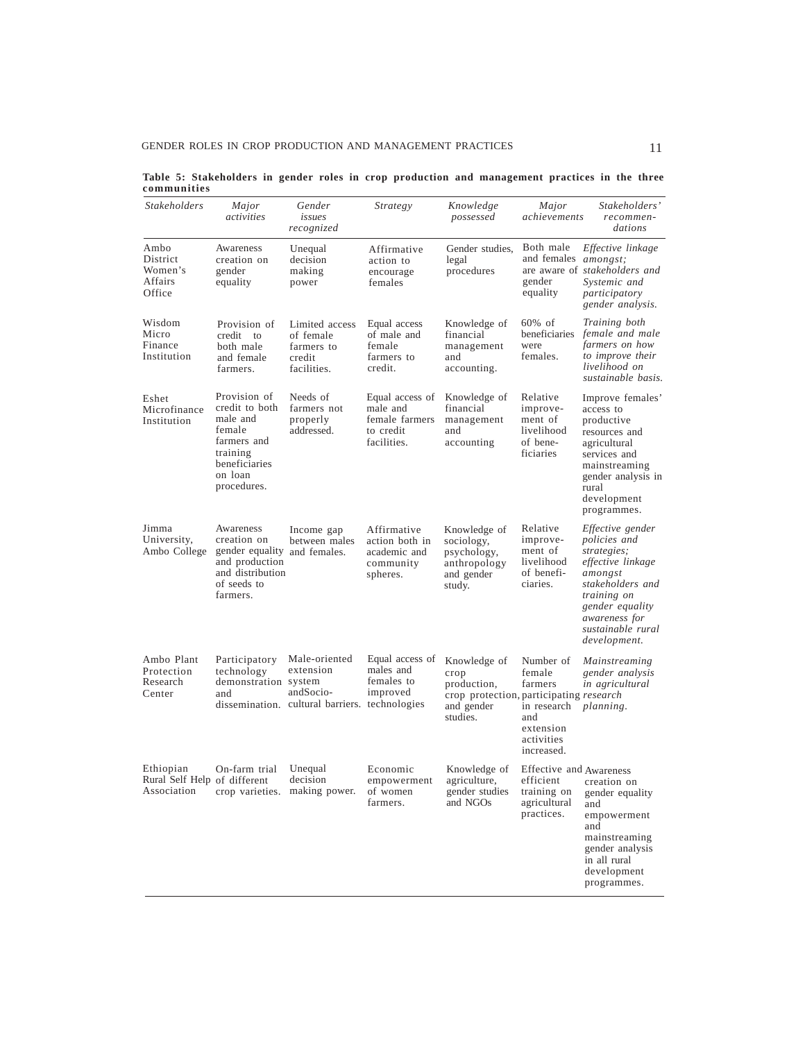**Table 5: Stakeholders in gender roles in crop production and management practices in the three communities**

| *Stakeholders* | *Major activities* | *Gender issues recognized* | *Strategy* | *Knowledge possessed* | *Major achievements* | *Stakeholders' recommendations* |
|---|---|---|---|---|---|---|
| Ambo District Women's Affairs Office | Awareness creation on gender equality | Unequal decision making power | Affirmative action to encourage females | Gender studies, legal procedures | Both male and females are aware of gender equality | *Effective linkage amongst; stakeholders and Systemic and participatory gender analysis.* |
| Wisdom Micro Finance Institution | Provision of credit to both male and female farmers. | Limited access of female farmers to credit facilities. | Equal access of male and female farmers to credit. | Knowledge of financial management and accounting. | 60% of beneficiaries were females. | *Training both female and male farmers on how to improve their livelihood on sustainable basis.* |
| Eshet Microfinance Institution | Provision of credit to both male and female farmers and training beneficiaries on loan procedures. | Needs of farmers not properly addressed. | Equal access of male and female farmers to credit facilities. | Knowledge of financial management and accounting | Relative improvement of livelihood of beneficiaries | Improve females' access to productive resources and agricultural services and mainstreaming gender analysis in rural development programmes. |
| Jimma University, Ambo College | Awareness creation on gender equality and production and distribution of seeds to farmers. | Income gap between males and females. | Affirmative action both in academic and community spheres. | Knowledge of sociology, psychology, anthropology and gender study. | Relative improvement of livelihood of beneficiaries. | *Effective gender policies and strategies; effective linkage amongst stakeholders and training on gender equality awareness for sustainable rural development.* |
| Ambo Plant Protection Research Center | Participatory technology demonstration and dissemination. | Male-oriented extension system andSocio-cultural barriers. | Equal access of males and females to improved technologies | Knowledge of crop production, crop protection, and gender studies. | Number of female farmers participating in research and extension activities increased. | *Mainstreaming gender analysis in agricultural research planning.* |
| Ethiopian Rural Self Help Association | On-farm trial of different crop varieties. | Unequal decision making power. | Economic empowerment of women farmers. | Knowledge of agriculture, gender studies and NGOs | Effective and efficient training on agricultural practices. | Awareness creation on gender equality and empowerment and mainstreaming gender analysis in all rural development programmes. |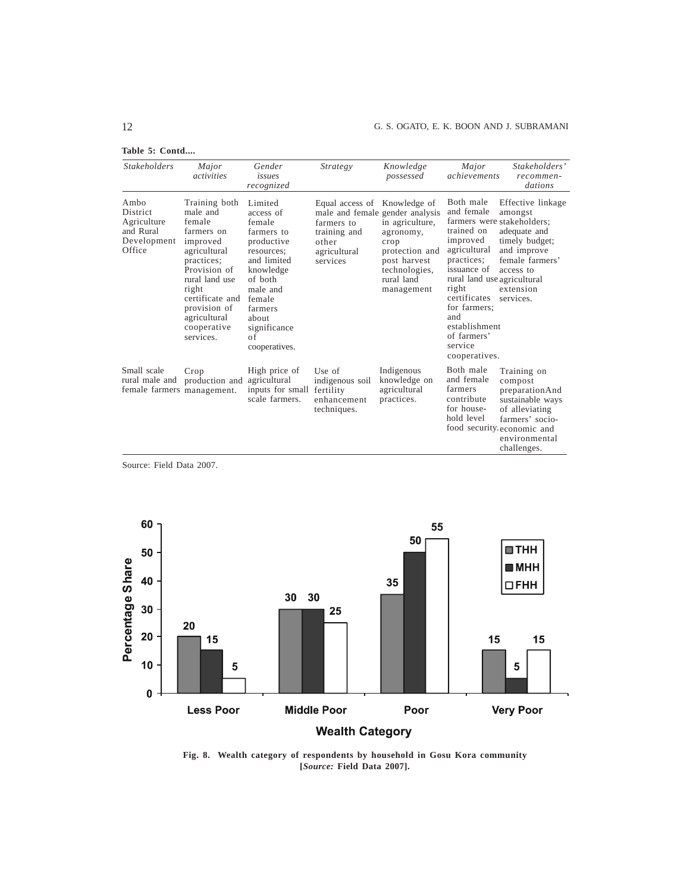**Table 5: Contd....**

| *Stakeholders* | *Major activities* | *Gender issues recognized* | *Strategy* | *Knowledge possessed* | *Major achievements* | *Stakeholders' recommen-dations* |
|---|---|---|---|---|---|---|
| Ambo District Agriculture and Rural Development Office | Training both male and female farmers on improved agricultural practices; Provision of rural land use right certificate and provision of agricultural cooperative services. | Limited access of female farmers to productive resources; and limited knowledge of both male and female farmers about significance of cooperatives. | Equal access of male and female farmers to training and other agricultural services | Knowledge of gender analysis in agriculture, agronomy, crop protection and post harvest technologies, rural land management | Both male and female farmers were trained on improved agricultural practices; issuance of rural land use right certificates for farmers; and establishment of farmers' service cooperatives. | Effective linkage amongst stakeholders; adequate and timely budget; and improve female farmers' access to agricultural extension services. |
| Small scale rural male and female farmers | Crop production and management. | High price of agricultural inputs for small scale farmers. | Use of indigenous soil fertility enhancement techniques. | Indigenous knowledge on agricultural practices. | Both male and female farmers contribute for house-hold level food security. | Training on compost preparationAnd sustainable ways of alleviating farmers' socio-economic and environmental challenges. |

Source: Field Data 2007.

| Wealth Category | THH | MHH | FHH |
|---|---|---|---|
| Less Poor | 20 | 15 | 5 |
| Middle Poor | 30 | 30 | 25 |
| Poor | 35 | 50 | 55 |
| Very Poor | 15 | 5 | 15 |

**Fig. 8. Wealth category of respondents by household in Gosu Kora community [*Source:* Field Data 2007].**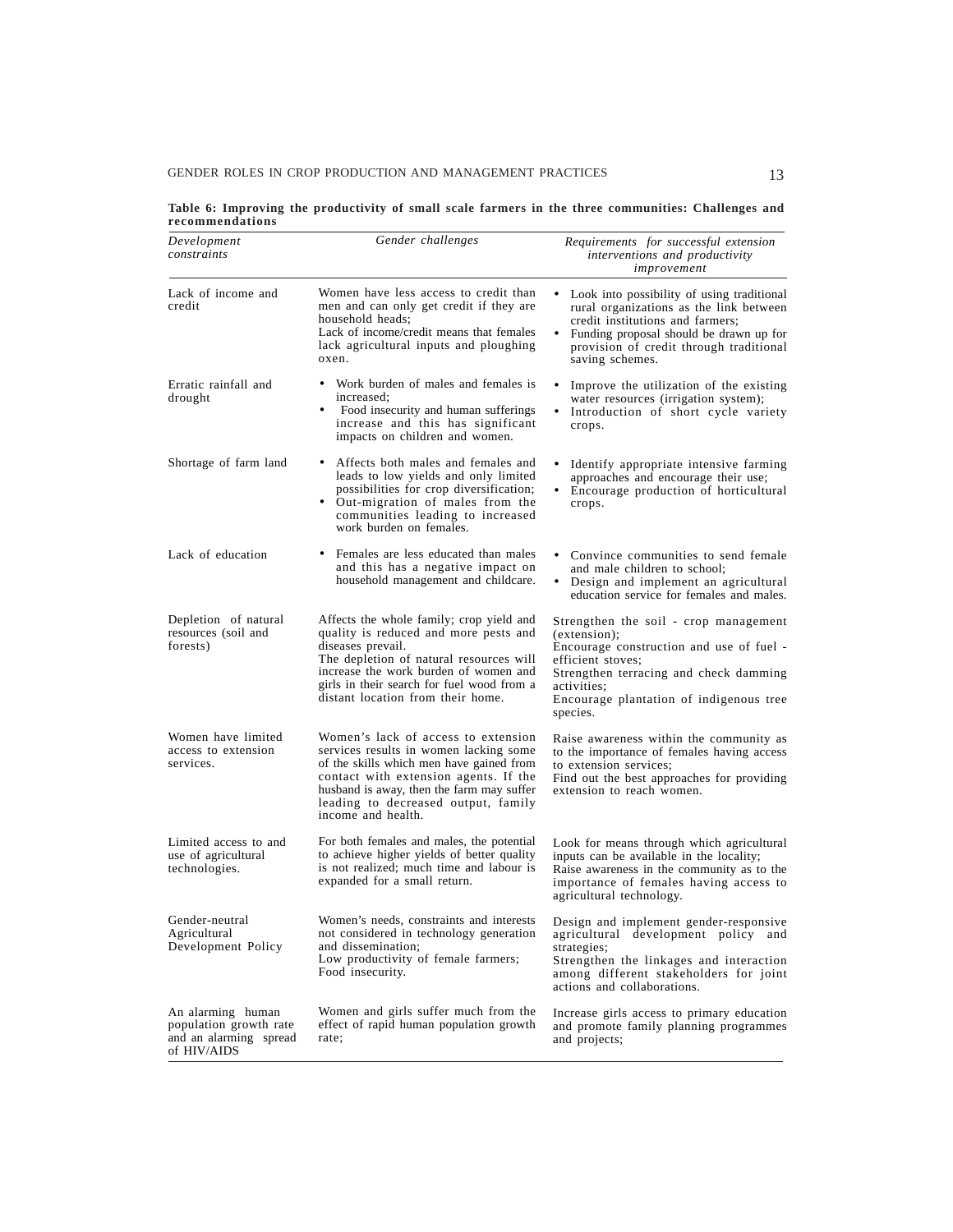**Table 6: Improving the productivity of small scale farmers in the three communities: Challenges and recommendations**

| *Development constraints* | *Gender challenges* | *Requirements for successful extension interventions and productivity improvement* |
|---|---|---|
| Lack of income and credit | Women have less access to credit than men and can only get credit if they are household heads; Lack of income/credit means that females lack agricultural inputs and ploughing oxen. | • Look into possibility of using traditional rural organizations as the link between credit institutions and farmers; • Funding proposal should be drawn up for provision of credit through traditional saving schemes. |
| Erratic rainfall and drought | • Work burden of males and females is increased; • Food insecurity and human sufferings increase and this has significant impacts on children and women. | • Improve the utilization of the existing water resources (irrigation system); • Introduction of short cycle variety crops. |
| Shortage of farm land | • Affects both males and females and leads to low yields and only limited possibilities for crop diversification; • Out-migration of males from the communities leading to increased work burden on females. | • Identify appropriate intensive farming approaches and encourage their use; • Encourage production of horticultural crops. |
| Lack of education | • Females are less educated than males and this has a negative impact on household management and childcare. | • Convince communities to send female and male children to school; • Design and implement an agricultural education service for females and males. |
| Depletion of natural resources (soil and forests) | Affects the whole family; crop yield and quality is reduced and more pests and diseases prevail. The depletion of natural resources will increase the work burden of women and girls in their search for fuel wood from a distant location from their home. | Strengthen the soil - crop management (extension); Encourage construction and use of fuel - efficient stoves; Strengthen terracing and check damming activities; Encourage plantation of indigenous tree species. |
| Women have limited access to extension services. | Women's lack of access to extension services results in women lacking some of the skills which men have gained from contact with extension agents. If the husband is away, then the farm may suffer leading to decreased output, family income and health. | Raise awareness within the community as to the importance of females having access to extension services; Find out the best approaches for providing extension to reach women. |
| Limited access to and use of agricultural technologies. | For both females and males, the potential to achieve higher yields of better quality is not realized; much time and labour is expanded for a small return. | Look for means through which agricultural inputs can be available in the locality; Raise awareness in the community as to the importance of females having access to agricultural technology. |
| Gender-neutral Agricultural Development Policy | Women's needs, constraints and interests not considered in technology generation and dissemination; Low productivity of female farmers; Food insecurity. | Design and implement gender-responsive agricultural development policy and strategies; Strengthen the linkages and interaction among different stakeholders for joint actions and collaborations. |
| An alarming human population growth rate and an alarming spread of HIV/AIDS | Women and girls suffer much from the effect of rapid human population growth rate; | Increase girls access to primary education and promote family planning programmes and projects; |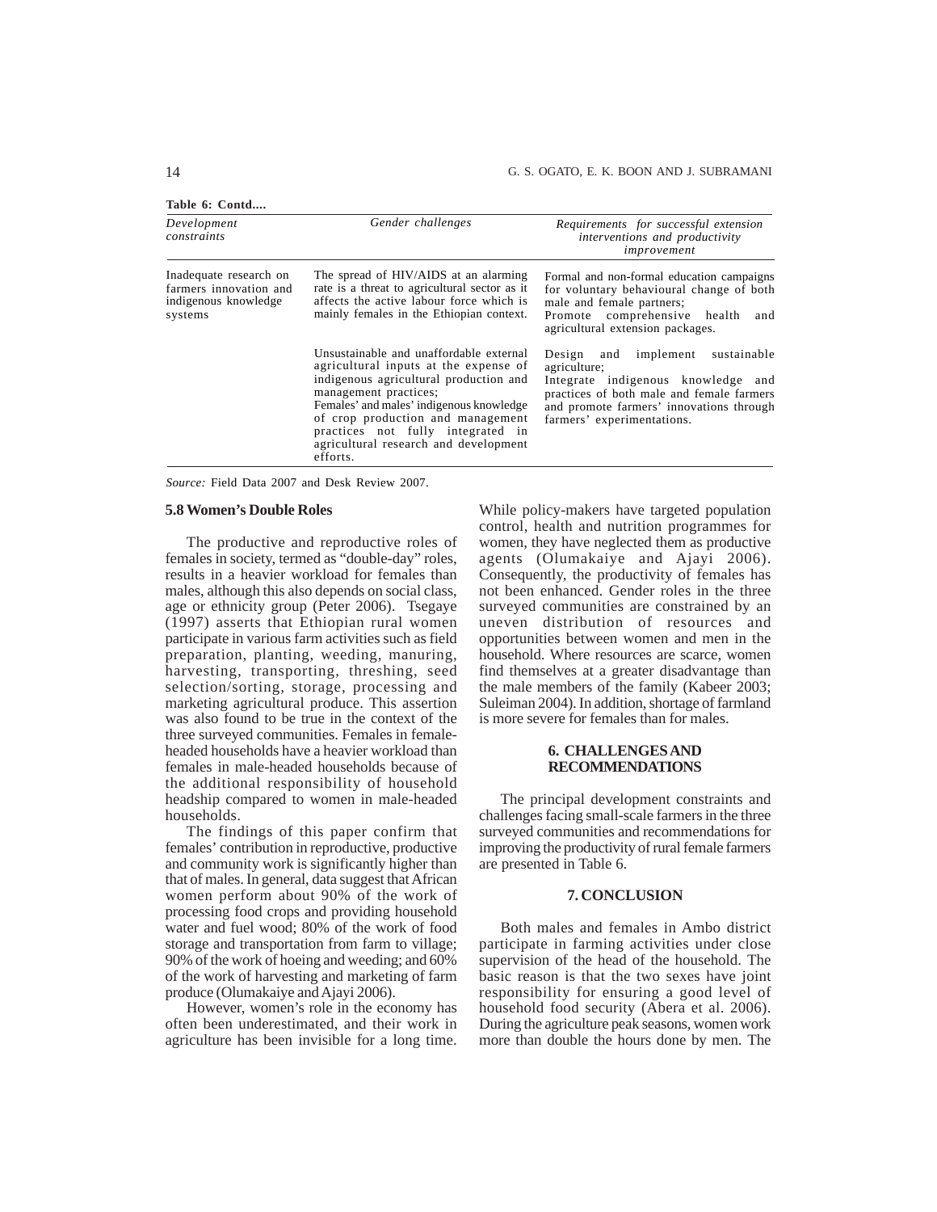**Table 6: Contd....**

| *Development constraints* | *Gender challenges* | *Requirements for successful extension interventions and productivity improvement* |
|---|---|---|
| Inadequate research on farmers innovation and indigenous knowledge systems | The spread of HIV/AIDS at an alarming rate is a threat to agricultural sector as it affects the active labour force which is mainly females in the Ethiopian context. | Formal and non-formal education campaigns for voluntary behavioural change of both male and female partners; Promote comprehensive health and agricultural extension packages. |
| | Unsustainable and unaffordable external agricultural inputs at the expense of indigenous agricultural production and management practices; Females' and males' indigenous knowledge of crop production and management practices not fully integrated in agricultural research and development efforts. | Design and implement sustainable agriculture; Integrate indigenous knowledge and practices of both male and female farmers and promote farmers' innovations through farmers' experimentations. |

*Source:* Field Data 2007 and Desk Review 2007.

### 5.8 Women's Double Roles

The productive and reproductive roles of females in society, termed as "double-day" roles, results in a heavier workload for females than males, although this also depends on social class, age or ethnicity group (Peter 2006). Tsegaye (1997) asserts that Ethiopian rural women participate in various farm activities such as field preparation, planting, weeding, manuring, harvesting, transporting, threshing, seed selection/sorting, storage, processing and marketing agricultural produce. This assertion was also found to be true in the context of the three surveyed communities. Females in female-headed households have a heavier workload than females in male-headed households because of the additional responsibility of household headship compared to women in male-headed households.

The findings of this paper confirm that females' contribution in reproductive, productive and community work is significantly higher than that of males. In general, data suggest that African women perform about 90% of the work of processing food crops and providing household water and fuel wood; 80% of the work of food storage and transportation from farm to village; 90% of the work of hoeing and weeding; and 60% of the work of harvesting and marketing of farm produce (Olumakaiye and Ajayi 2006).

However, women's role in the economy has often been underestimated, and their work in agriculture has been invisible for a long time. While policy-makers have targeted population control, health and nutrition programmes for women, they have neglected them as productive agents (Olumakaiye and Ajayi 2006). Consequently, the productivity of females has not been enhanced. Gender roles in the three surveyed communities are constrained by an uneven distribution of resources and opportunities between women and men in the household. Where resources are scarce, women find themselves at a greater disadvantage than the male members of the family (Kabeer 2003; Suleiman 2004). In addition, shortage of farmland is more severe for females than for males.

## 6. CHALLENGES AND RECOMMENDATIONS

The principal development constraints and challenges facing small-scale farmers in the three surveyed communities and recommendations for improving the productivity of rural female farmers are presented in Table 6.

## 7. CONCLUSION

Both males and females in Ambo district participate in farming activities under close supervision of the head of the household. The basic reason is that the two sexes have joint responsibility for ensuring a good level of household food security (Abera et al. 2006). During the agriculture peak seasons, women work more than double the hours done by men. The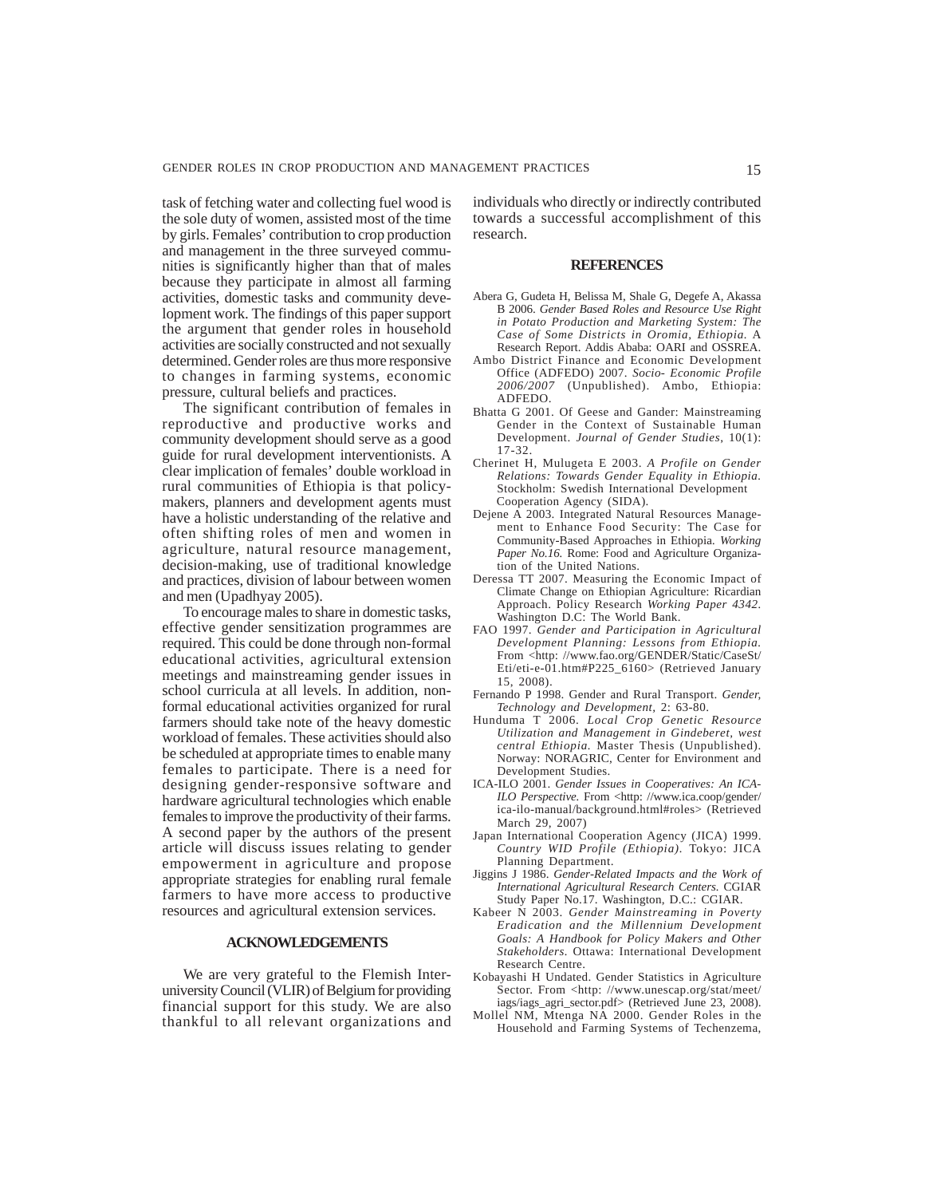task of fetching water and collecting fuel wood is the sole duty of women, assisted most of the time by girls. Females' contribution to crop production and management in the three surveyed communities is significantly higher than that of males because they participate in almost all farming activities, domestic tasks and community development work. The findings of this paper support the argument that gender roles in household activities are socially constructed and not sexually determined. Gender roles are thus more responsive to changes in farming systems, economic pressure, cultural beliefs and practices.

The significant contribution of females in reproductive and productive works and community development should serve as a good guide for rural development interventionists. A clear implication of females' double workload in rural communities of Ethiopia is that policy-makers, planners and development agents must have a holistic understanding of the relative and often shifting roles of men and women in agriculture, natural resource management, decision-making, use of traditional knowledge and practices, division of labour between women and men (Upadhyay 2005).

To encourage males to share in domestic tasks, effective gender sensitization programmes are required. This could be done through non-formal educational activities, agricultural extension meetings and mainstreaming gender issues in school curricula at all levels. In addition, non-formal educational activities organized for rural farmers should take note of the heavy domestic workload of females. These activities should also be scheduled at appropriate times to enable many females to participate. There is a need for designing gender-responsive software and hardware agricultural technologies which enable females to improve the productivity of their farms. A second paper by the authors of the present article will discuss issues relating to gender empowerment in agriculture and propose appropriate strategies for enabling rural female farmers to have more access to productive resources and agricultural extension services.

## ACKNOWLEDGEMENTS

We are very grateful to the Flemish Inter-university Council (VLIR) of Belgium for providing financial support for this study. We are also thankful to all relevant organizations and individuals who directly or indirectly contributed towards a successful accomplishment of this research.

## REFERENCES

Abera G, Gudeta H, Belissa M, Shale G, Degefe A, Akassa B 2006. *Gender Based Roles and Resource Use Right in Potato Production and Marketing System: The Case of Some Districts in Oromia, Ethiopia*. A Research Report. Addis Ababa: OARI and OSSREA.

Ambo District Finance and Economic Development Office (ADFEDO) 2007. *Socio- Economic Profile 2006/2007* (Unpublished). Ambo, Ethiopia: ADFEDO.

Bhatta G 2001. Of Geese and Gander: Mainstreaming Gender in the Context of Sustainable Human Development. *Journal of Gender Studies*, 10(1): 17-32.

Cherinet H, Mulugeta E 2003. *A Profile on Gender Relations: Towards Gender Equality in Ethiopia*. Stockholm: Swedish International Development Cooperation Agency (SIDA).

Dejene A 2003. Integrated Natural Resources Management to Enhance Food Security: The Case for Community-Based Approaches in Ethiopia. *Working Paper No.16*. Rome: Food and Agriculture Organization of the United Nations.

Deressa TT 2007. Measuring the Economic Impact of Climate Change on Ethiopian Agriculture: Ricardian Approach. Policy Research *Working Paper 4342*. Washington D.C: The World Bank.

FAO 1997. *Gender and Participation in Agricultural Development Planning: Lessons from Ethiopia*. From <http: //www.fao.org/GENDER/Static/CaseSt/Eti/eti-e-01.htm#P225_6160> (Retrieved January 15, 2008).

Fernando P 1998. Gender and Rural Transport. *Gender, Technology and Development*, 2: 63-80.

Hunduma T 2006. *Local Crop Genetic Resource Utilization and Management in Gindeberet, west central Ethiopia*. Master Thesis (Unpublished). Norway: NORAGRIC, Center for Environment and Development Studies.

ICA-ILO 2001. *Gender Issues in Cooperatives: An ICA-ILO Perspective*. From <http: //www.ica.coop/gender/ica-ilo-manual/background.html#roles> (Retrieved March 29, 2007)

Japan International Cooperation Agency (JICA) 1999. *Country WID Profile (Ethiopia)*. Tokyo: JICA Planning Department.

Jiggins J 1986. *Gender-Related Impacts and the Work of International Agricultural Research Centers*. CGIAR Study Paper No.17. Washington, D.C.: CGIAR.

Kabeer N 2003. *Gender Mainstreaming in Poverty Eradication and the Millennium Development Goals: A Handbook for Policy Makers and Other Stakeholders*. Ottawa: International Development Research Centre.

Kobayashi H Undated. Gender Statistics in Agriculture Sector. From <http: //www.unescap.org/stat/meet/iags/iags_agri_sector.pdf> (Retrieved June 23, 2008).

Mollel NM, Mtenga NA 2000. Gender Roles in the Household and Farming Systems of Techenzema,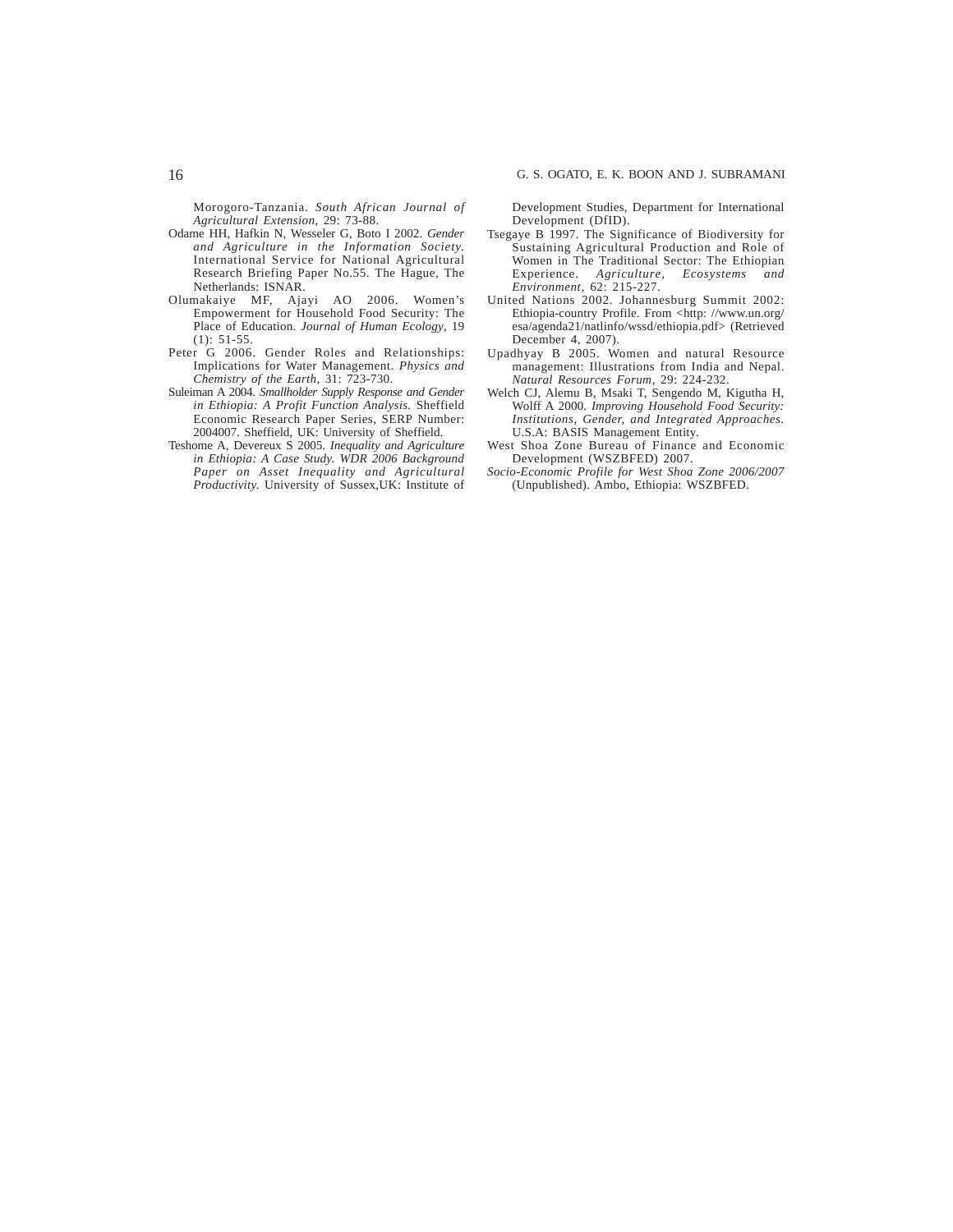Morogoro-Tanzania. *South African Journal of Agricultural Extension*, 29: 73-88.

Odame HH, Hafkin N, Wesseler G, Boto I 2002. *Gender and Agriculture in the Information Society.* International Service for National Agricultural Research Briefing Paper No.55. The Hague, The Netherlands: ISNAR.

Olumakaiye MF, Ajayi AO 2006. Women's Empowerment for Household Food Security: The Place of Education. *Journal of Human Ecology*, 19 (1): 51-55.

Peter G 2006. Gender Roles and Relationships: Implications for Water Management. *Physics and Chemistry of the Earth*, 31: 723-730.

Suleiman A 2004. *Smallholder Supply Response and Gender in Ethiopia: A Profit Function Analysis.* Sheffield Economic Research Paper Series, SERP Number: 2004007. Sheffield, UK: University of Sheffield.

Teshome A, Devereux S 2005. *Inequality and Agriculture in Ethiopia: A Case Study. WDR 2006 Background Paper on Asset Inequality and Agricultural Productivity.* University of Sussex,UK: Institute of Development Studies, Department for International Development (DfID).

Tsegaye B 1997. The Significance of Biodiversity for Sustaining Agricultural Production and Role of Women in The Traditional Sector: The Ethiopian Experience. *Agriculture, Ecosystems and Environment*, 62: 215-227.

United Nations 2002. Johannesburg Summit 2002: Ethiopia-country Profile. From <http: //www.un.org/esa/agenda21/natlinfo/wssd/ethiopia.pdf> (Retrieved December 4, 2007).

Upadhyay B 2005. Women and natural Resource management: Illustrations from India and Nepal. *Natural Resources Forum*, 29: 224-232.

Welch CJ, Alemu B, Msaki T, Sengendo M, Kigutha H, Wolff A 2000. *Improving Household Food Security: Institutions, Gender, and Integrated Approaches.* U.S.A: BASIS Management Entity.

West Shoa Zone Bureau of Finance and Economic Development (WSZBFED) 2007. *Socio-Economic Profile for West Shoa Zone 2006/2007* (Unpublished). Ambo, Ethiopia: WSZBFED.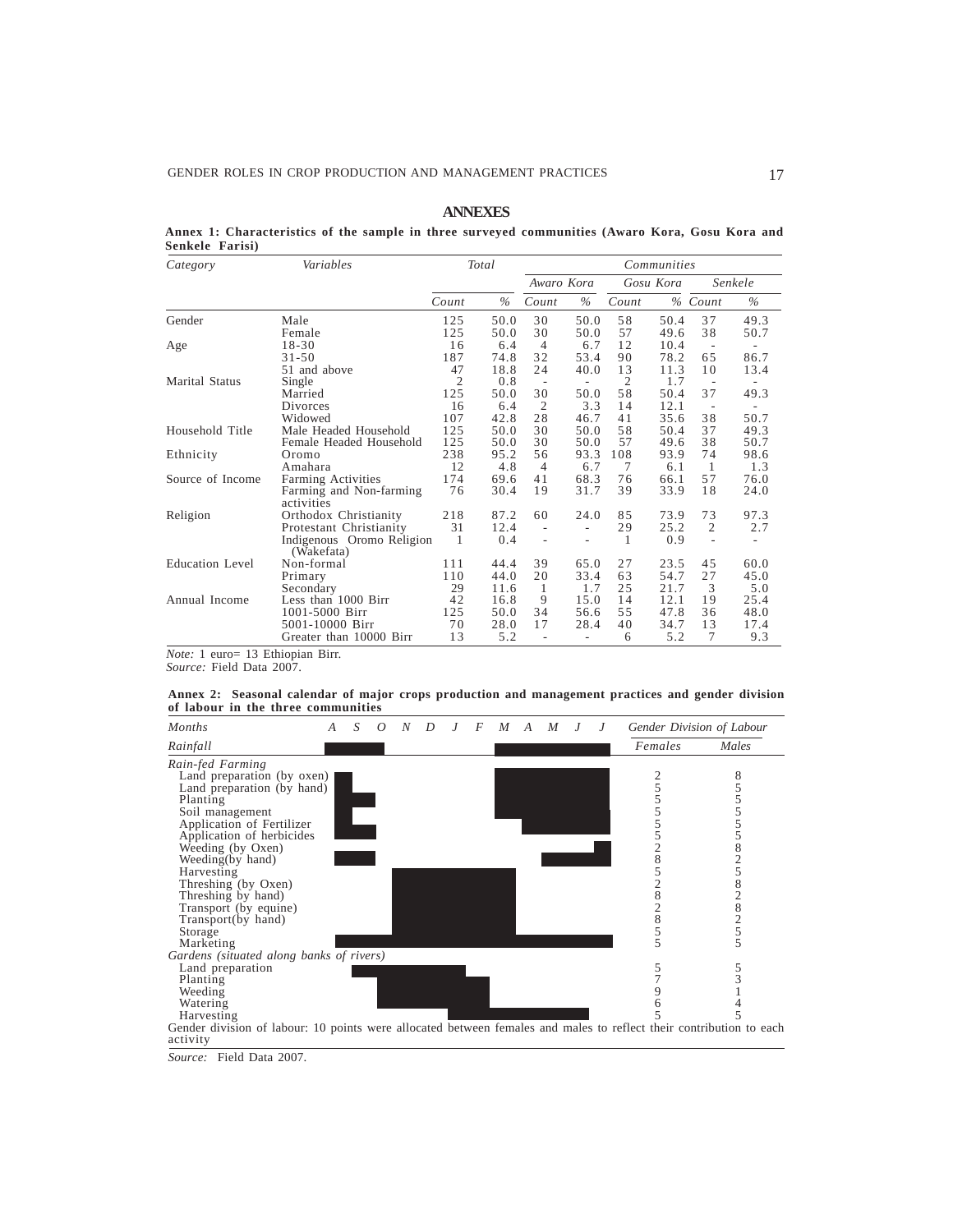# ANNEXES

**Annex 1: Characteristics of the sample in three surveyed communities (Awaro Kora, Gosu Kora and Senkele Farisi)**

| *Category* | *Variables* | *Total* | | *Communities* | | | | | |
|---|---|---|---|---|---|---|---|---|---|
| | | | | *Awaro Kora* | | *Gosu Kora* | | *Senkele* | |
| | | *Count* | *%* | *Count* | *%* | *Count* | *%* | *Count* | *%* |
| Gender | Male | 125 | 50.0 | 30 | 50.0 | 58 | 50.4 | 37 | 49.3 |
| | Female | 125 | 50.0 | 30 | 50.0 | 57 | 49.6 | 38 | 50.7 |
| Age | 18-30 | 16 | 6.4 | 4 | 6.7 | 12 | 10.4 | - | - |
| | 31-50 | 187 | 74.8 | 32 | 53.4 | 90 | 78.2 | 65 | 86.7 |
| | 51 and above | 47 | 18.8 | 24 | 40.0 | 13 | 11.3 | 10 | 13.4 |
| Marital Status | Single | 2 | 0.8 | - | - | 2 | 1.7 | - | - |
| | Married | 125 | 50.0 | 30 | 50.0 | 58 | 50.4 | 37 | 49.3 |
| | Divorces | 16 | 6.4 | 2 | 3.3 | 14 | 12.1 | - | - |
| | Widowed | 107 | 42.8 | 28 | 46.7 | 41 | 35.6 | 38 | 50.7 |
| Household Title | Male Headed Household | 125 | 50.0 | 30 | 50.0 | 58 | 50.4 | 37 | 49.3 |
| | Female Headed Household | 125 | 50.0 | 30 | 50.0 | 57 | 49.6 | 38 | 50.7 |
| Ethnicity | Oromo | 238 | 95.2 | 56 | 93.3 | 108 | 93.9 | 74 | 98.6 |
| | Amahara | 12 | 4.8 | 4 | 6.7 | 7 | 6.1 | 1 | 1.3 |
| Source of Income | Farming Activities | 174 | 69.6 | 41 | 68.3 | 76 | 66.1 | 57 | 76.0 |
| | Farming and Non-farming activities | 76 | 30.4 | 19 | 31.7 | 39 | 33.9 | 18 | 24.0 |
| Religion | Orthodox Christianity | 218 | 87.2 | 60 | 24.0 | 85 | 73.9 | 73 | 97.3 |
| | Protestant Christianity | 31 | 12.4 | - | - | 29 | 25.2 | 2 | 2.7 |
| | Indigenous Oromo Religion (Wakefata) | 1 | 0.4 | - | - | 1 | 0.9 | - | - |
| Education Level | Non-formal | 111 | 44.4 | 39 | 65.0 | 27 | 23.5 | 45 | 60.0 |
| | Primary | 110 | 44.0 | 20 | 33.4 | 63 | 54.7 | 27 | 45.0 |
| | Secondary | 29 | 11.6 | 1 | 1.7 | 25 | 21.7 | 3 | 5.0 |
| Annual Income | Less than 1000 Birr | 42 | 16.8 | 9 | 15.0 | 14 | 12.1 | 19 | 25.4 |
| | 1001-5000 Birr | 125 | 50.0 | 34 | 56.6 | 55 | 47.8 | 36 | 48.0 |
| | 5001-10000 Birr | 70 | 28.0 | 17 | 28.4 | 40 | 34.7 | 13 | 17.4 |
| | Greater than 10000 Birr | 13 | 5.2 | - | - | 6 | 5.2 | 7 | 9.3 |

*Note:* 1 euro= 13 Ethiopian Birr.
*Source:* Field Data 2007.

**Annex 2: Seasonal calendar of major crops production and management practices and gender division of labour in the three communities**

| *Activity* | *Gender Division of Labour: Females* | *Gender Division of Labour: Males* |
|---|---|---|
| *Rain-fed Farming* | | |
| Land preparation (by oxen) | 2 | 8 |
| Land preparation (by hand) | 5 | 5 |
| Planting | 5 | 5 |
| Soil management | 5 | 5 |
| Application of Fertilizer | 5 | 5 |
| Application of herbicides | 5 | 5 |
| Weeding (by Oxen) | 2 | 8 |
| Weeding(by hand) | 8 | 2 |
| Harvesting | 5 | 5 |
| Threshing (by Oxen) | 2 | 8 |
| Threshing by hand) | 8 | 2 |
| Transport (by equine) | 2 | 8 |
| Transport(by hand) | 8 | 2 |
| Storage | 5 | 5 |
| Marketing | 5 | 5 |
| *Gardens (situated along banks of rivers)* | | |
| Land preparation | 5 | 5 |
| Planting | 7 | 3 |
| Weeding | 9 | 1 |
| Watering | 6 | 4 |
| Harvesting | 5 | 5 |

Gender division of labour: 10 points were allocated between females and males to reflect their contribution to each activity

*Source:* Field Data 2007.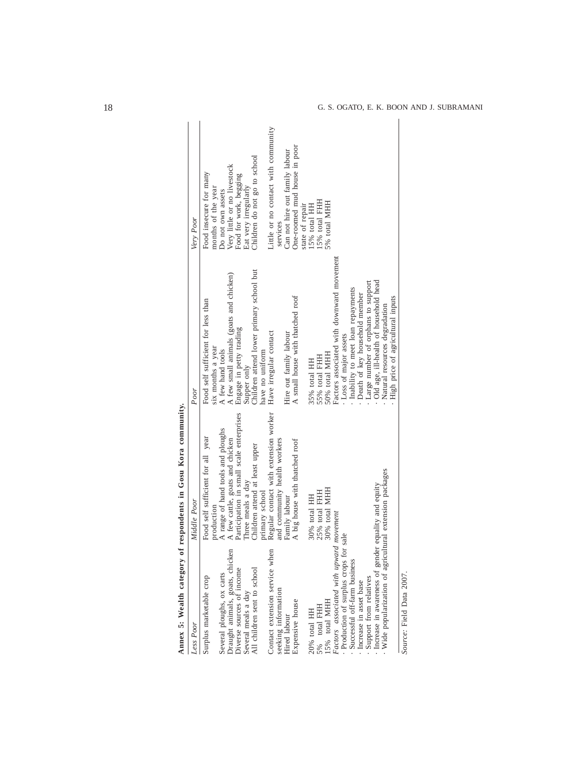**Annex 5: Wealth category of respondents in Gosu Kora community.**

| *Less Poor* | *Middle Poor* | *Poor* | *Very Poor* |
|---|---|---|---|
| Surplus marketable crop | Food self sufficient for all year production | Food self sufficient for less than six months a year | Food insecure for many months of the year |
| Several ploughs, ox carts | A range of hand tools and ploughs | A few hand tools | Do not own assets |
| Draught animals, goats, chicken | A few cattle, goats and chicken | A few small animals (goats and chicken) | Very little or no livestock |
| Diverse sources of income | Participation in small scale enterprises | Engage in petty trading | Food for work, begging |
| Several meals a day | Three meals a day | Supper only | Eat very irregularly |
| All children sent to school | Children attend at least upper primary school | Children attend lower primary school but have no uniform | Children do not go to school |
| Contact extension service when seeking information | Regular contact with extension worker and community health workers | Have irregular contact | Little or no contact with community services |
| Hired labour | Family labour | Hire out family labour | Can not hire out family labour |
| Expensive house | A big house with thatched roof | A small house with thatched roof | One-roomed mud house in poor state of repair |
| 20% total HH<br>5% total FHH<br>15% total MHH | 30% total HH<br>25% total FHH<br>30% total MHH | 35% total HH<br>55% total FHH<br>50% total MHH | 15% total HH<br>15% total FHH<br>5% total MHH |
| *Factors associated with upward movement*<br>· Production of surplus crops for sale<br>· Successful off-farm business<br>· Increase in asset base<br>· Support from relatives<br>· Increase in awareness of gender equality and equity<br>· Wide popularization of agricultural extension packages | | Factors associated with downward movement<br>· Loss of major assets<br>· Inability to meet loan repayments<br>· Death of key household member<br>· Large number of orphans to support<br>· Old age, ill-health of household head<br>· Natural resources degradation<br>· High price of agricultural inputs | |

*Source:* Field Data 2007.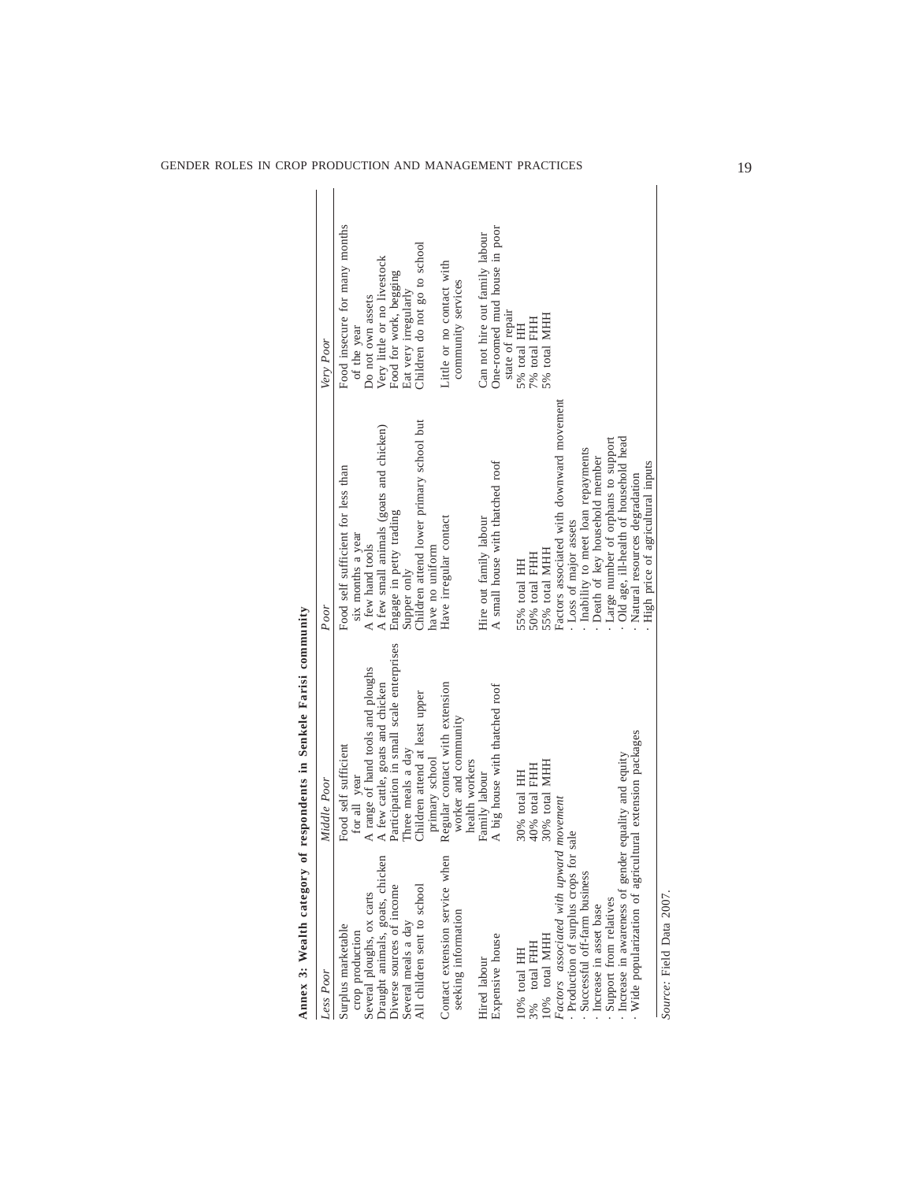**Annex 3: Wealth category of respondents in Senkele Farisi community**

| *Less Poor* | *Middle Poor* | *Poor* | *Very Poor* |
|---|---|---|---|
| Surplus marketable crop production | Food self sufficient for all year | Food self sufficient for less than six months a year | Food insecure for many months of the year |
| Several ploughs, ox carts | A range of hand tools and ploughs | A few hand tools | Do not own assets |
| Draught animals, goats, chicken | A few cattle, goats and chicken | A few small animals (goats and chicken) | Very little or no livestock |
| Diverse sources of income | Participation in small scale enterprises | Engage in petty trading | Food for work, begging |
| Several meals a day | Three meals a day | Supper only | Eat very irregularly |
| All children sent to school | Children attend at least upper primary school | Children attend lower primary school but have no uniform | Children do not go to school |
| Contact extension service when seeking information | Regular contact with extension worker and community health workers | Have irregular contact | Little or no contact with community services |
| Hired labour | Family labour | Hire out family labour | Can not hire out family labour |
| Expensive house | A big house with thatched roof | A small house with thatched roof | One-roomed mud house in poor state of repair |
| 10% total HH | 30% total HH | 55% total HH | 5% total HH |
| 3% total FHH | 40% total FHH | 50% total FHH | 7% total FHH |
| 10% total MHH | 30% total MHH | 55% total MHH | 5% total MHH |
| *Factors associated with upward movement*<br>· Production of surplus crops for sale<br>· Successful off-farm business<br>· Increase in asset base<br>· Support from relatives<br>· Increase in awareness of gender equality and equity<br>· Wide popularization of agricultural extension packages | | Factors associated with downward movement<br>· Loss of major assets<br>· Inability to meet loan repayments<br>· Death of key household member<br>· Large number of orphans to support<br>· Old age, ill-health of household head<br>· Natural resources degradation<br>· High price of agricultural inputs | |

*Source:* Field Data 2007.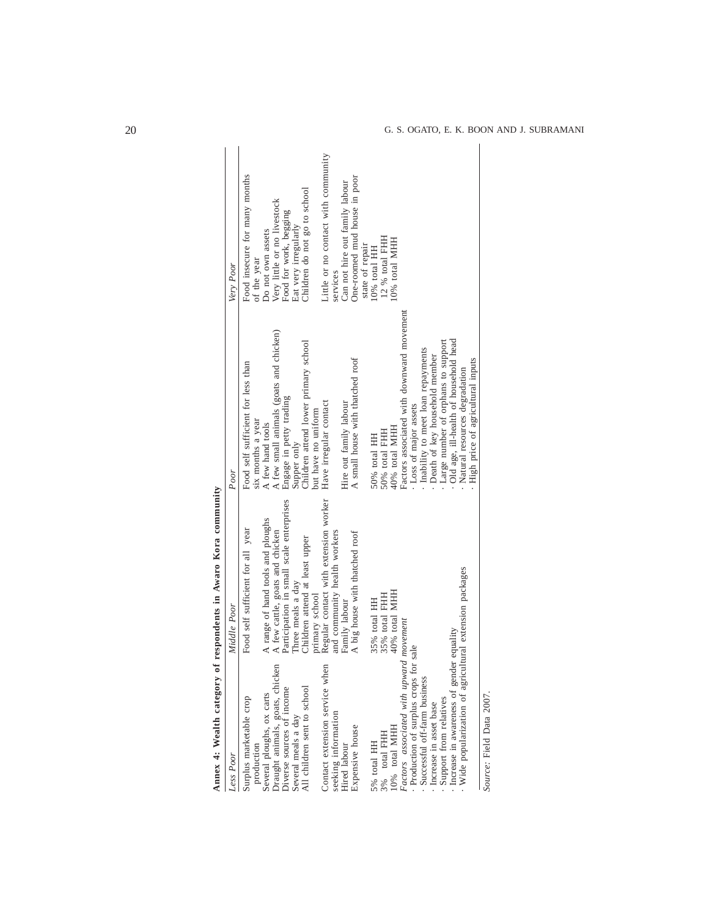**Annex 4: Wealth category of respondents in Awaro Kora community**

| Less Poor | Middle Poor | Poor | Very Poor |
|---|---|---|---|
| Surplus marketable crop production | Food self sufficient for all year | Food self sufficient for less than six months a year | Food insecure for many months of the year |
| Several ploughs, ox carts | A range of hand tools and ploughs | A few hand tools | Do not own assets |
| Draught animals, goats, chicken | A few cattle, goats and chicken | A few small animals (goats and chicken) | Very little or no livestock |
| Diverse sources of income | Participation in small scale enterprises | Engage in petty trading | Food for work, begging |
| Several meals a day | Three meals a day | Supper only | Eat very irregularly |
| All children sent to school | Children attend at least upper primary school | Children attend lower primary school but have no uniform | Children do not go to school |
| Contact extension service when seeking information | Regular contact with extension worker and community health workers | Have irregular contact | Little or no contact with community services |
| Hired labour | Family labour | Hire out family labour | Can not hire out family labour |
| Expensive house | A big house with thatched roof | A small house with thatched roof | One-roomed mud house in poor state of repair |
| 5% total HH | 35% total HH | 50% total HH | 10% total HH |
| 3% total FHH | 35% total FHH | 50% total FHH | 12 % total FHH |
| 10% total MHH | 40% total MHH | 40% total MHH | 10% total MHH |
| *Factors associated with upward movement*<br>· Production of surplus crops for sale<br>· Successful off-farm business<br>· Increase in asset base<br>· Support from relatives<br>· Increase in awareness of gender equality<br>· Wide popularization of agricultural extension packages | | Factors associated with downward movement<br>· Loss of major assets<br>· Inability to meet loan repayments<br>· Death of key household member<br>· Large number of orphans to support<br>· Old age, ill-health of household head<br>· Natural resources degradation<br>· High price of agricultural inputs | |

*Source*: Field Data 2007.